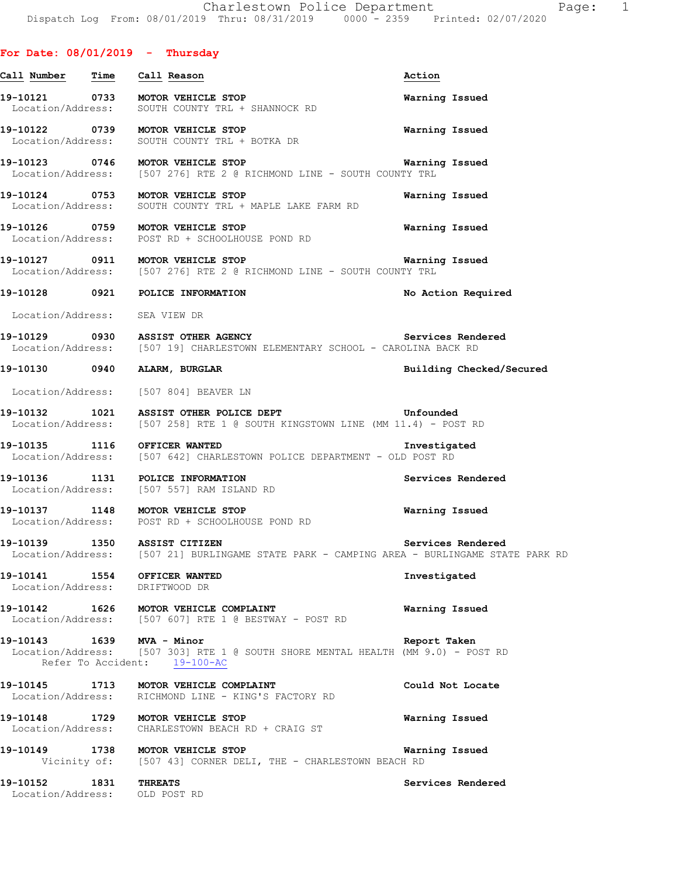## For Date: 08/01/2019 - Thursday

| Call Number | Time | Call Reason | Action |
|---|---|---|---|
| 19-10121 | 0733 | MOTOR VEHICLE STOP | Warning Issued |
| Location/Address: | | SOUTH COUNTY TRL + SHANNOCK RD | |
| 19-10122 | 0739 | MOTOR VEHICLE STOP | Warning Issued |
| Location/Address: | | SOUTH COUNTY TRL + BOTKA DR | |
| 19-10123 | 0746 | MOTOR VEHICLE STOP | Warning Issued |
| Location/Address: | | [507 276] RTE 2 @ RICHMOND LINE - SOUTH COUNTY TRL | |
| 19-10124 | 0753 | MOTOR VEHICLE STOP | Warning Issued |
| Location/Address: | | SOUTH COUNTY TRL + MAPLE LAKE FARM RD | |
| 19-10126 | 0759 | MOTOR VEHICLE STOP | Warning Issued |
| Location/Address: | | POST RD + SCHOOLHOUSE POND RD | |
| 19-10127 | 0911 | MOTOR VEHICLE STOP | Warning Issued |
| Location/Address: | | [507 276] RTE 2 @ RICHMOND LINE - SOUTH COUNTY TRL | |
| 19-10128 | 0921 | POLICE INFORMATION | No Action Required |
| Location/Address: | | SEA VIEW DR | |
| 19-10129 | 0930 | ASSIST OTHER AGENCY | Services Rendered |
| Location/Address: | | [507 19] CHARLESTOWN ELEMENTARY SCHOOL - CAROLINA BACK RD | |
| 19-10130 | 0940 | ALARM, BURGLAR | Building Checked/Secured |
| Location/Address: | | [507 804] BEAVER LN | |
| 19-10132 | 1021 | ASSIST OTHER POLICE DEPT | Unfounded |
| Location/Address: | | [507 258] RTE 1 @ SOUTH KINGSTOWN LINE (MM 11.4) - POST RD | |
| 19-10135 | 1116 | OFFICER WANTED | Investigated |
| Location/Address: | | [507 642] CHARLESTOWN POLICE DEPARTMENT - OLD POST RD | |
| 19-10136 | 1131 | POLICE INFORMATION | Services Rendered |
| Location/Address: | | [507 557] RAM ISLAND RD | |
| 19-10137 | 1148 | MOTOR VEHICLE STOP | Warning Issued |
| Location/Address: | | POST RD + SCHOOLHOUSE POND RD | |
| 19-10139 | 1350 | ASSIST CITIZEN | Services Rendered |
| Location/Address: | | [507 21] BURLINGAME STATE PARK - CAMPING AREA - BURLINGAME STATE PARK RD | |
| 19-10141 | 1554 | OFFICER WANTED | Investigated |
| Location/Address: | | DRIFTWOOD DR | |
| 19-10142 | 1626 | MOTOR VEHICLE COMPLAINT | Warning Issued |
| Location/Address: | | [507 607] RTE 1 @ BESTWAY - POST RD | |
| 19-10143 | 1639 | MVA - Minor | Report Taken |
| Location/Address: | | [507 303] RTE 1 @ SOUTH SHORE MENTAL HEALTH (MM 9.0) - POST RD | |
| Refer To Accident: | | 19-100-AC | |
| 19-10145 | 1713 | MOTOR VEHICLE COMPLAINT | Could Not Locate |
| Location/Address: | | RICHMOND LINE - KING'S FACTORY RD | |
| 19-10148 | 1729 | MOTOR VEHICLE STOP | Warning Issued |
| Location/Address: | | CHARLESTOWN BEACH RD + CRAIG ST | |
| 19-10149 | 1738 | MOTOR VEHICLE STOP | Warning Issued |
| Vicinity of: | | [507 43] CORNER DELI, THE - CHARLESTOWN BEACH RD | |
| 19-10152 | 1831 | THREATS | Services Rendered |
| Location/Address: | | OLD POST RD | |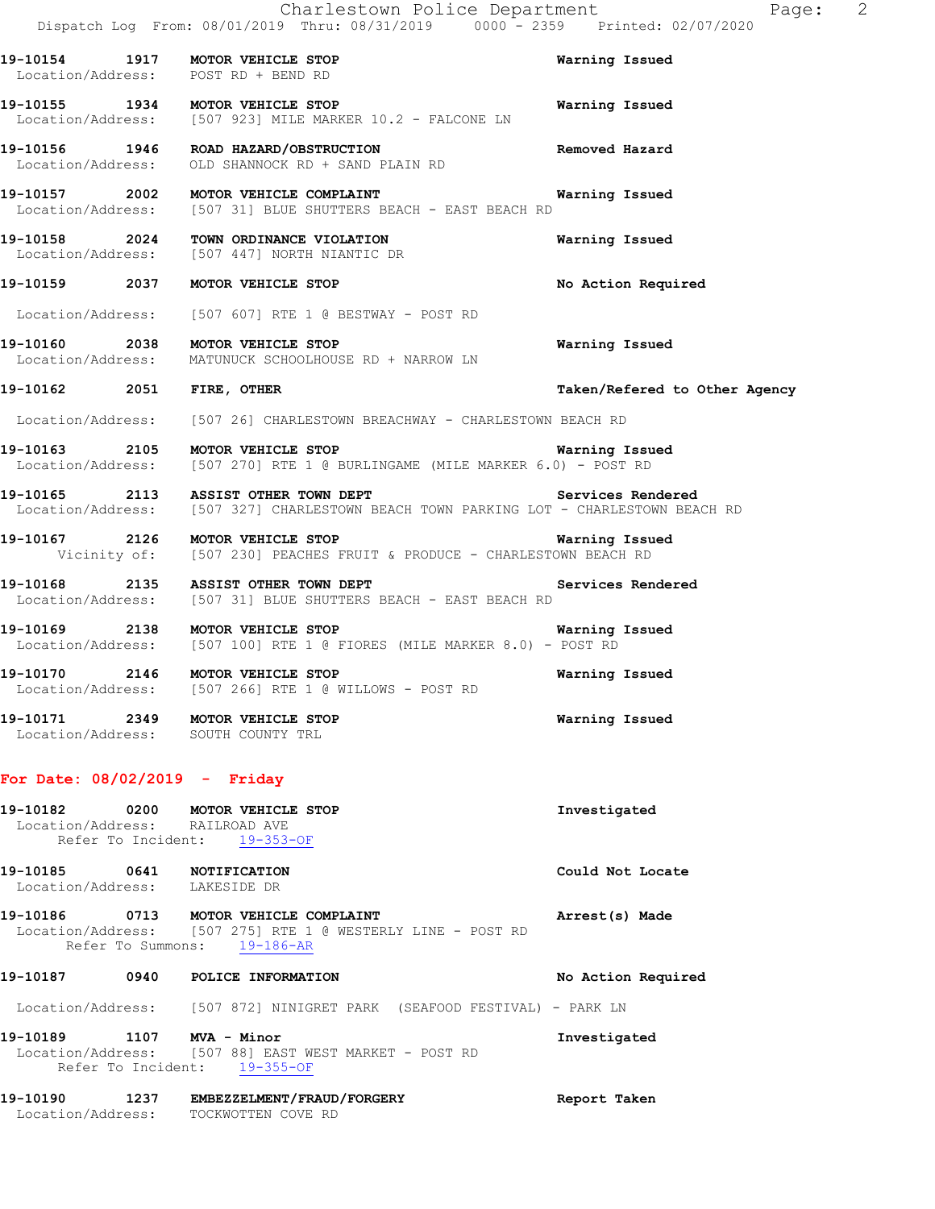**19-10154 1917 MOTOR VEHICLE STOP** — Warning Issued
Location/Address: POST RD + BEND RD

**19-10155 1934 MOTOR VEHICLE STOP** — Warning Issued
Location/Address: [507 923] MILE MARKER 10.2 - FALCONE LN

**19-10156 1946 ROAD HAZARD/OBSTRUCTION** — Removed Hazard
Location/Address: OLD SHANNOCK RD + SAND PLAIN RD

**19-10157 2002 MOTOR VEHICLE COMPLAINT** — Warning Issued
Location/Address: [507 31] BLUE SHUTTERS BEACH - EAST BEACH RD

**19-10158 2024 TOWN ORDINANCE VIOLATION** — Warning Issued
Location/Address: [507 447] NORTH NIANTIC DR

**19-10159 2037 MOTOR VEHICLE STOP** — No Action Required
Location/Address: [507 607] RTE 1 @ BESTWAY - POST RD

**19-10160 2038 MOTOR VEHICLE STOP** — Warning Issued
Location/Address: MATUNUCK SCHOOLHOUSE RD + NARROW LN

**19-10162 2051 FIRE, OTHER** — Taken/Refered to Other Agency
Location/Address: [507 26] CHARLESTOWN BREACHWAY - CHARLESTOWN BEACH RD

**19-10163 2105 MOTOR VEHICLE STOP** — Warning Issued
Location/Address: [507 270] RTE 1 @ BURLINGAME (MILE MARKER 6.0) - POST RD

**19-10165 2113 ASSIST OTHER TOWN DEPT** — Services Rendered
Location/Address: [507 327] CHARLESTOWN BEACH TOWN PARKING LOT - CHARLESTOWN BEACH RD

**19-10167 2126 MOTOR VEHICLE STOP** — Warning Issued
Vicinity of: [507 230] PEACHES FRUIT & PRODUCE - CHARLESTOWN BEACH RD

**19-10168 2135 ASSIST OTHER TOWN DEPT** — Services Rendered
Location/Address: [507 31] BLUE SHUTTERS BEACH - EAST BEACH RD

**19-10169 2138 MOTOR VEHICLE STOP** — Warning Issued
Location/Address: [507 100] RTE 1 @ FIORES (MILE MARKER 8.0) - POST RD

**19-10170 2146 MOTOR VEHICLE STOP** — Warning Issued
Location/Address: [507 266] RTE 1 @ WILLOWS - POST RD

**19-10171 2349 MOTOR VEHICLE STOP** — Warning Issued
Location/Address: SOUTH COUNTY TRL

## For Date: 08/02/2019 - Friday

**19-10182 0200 MOTOR VEHICLE STOP** — Investigated
Location/Address: RAILROAD AVE
Refer To Incident: 19-353-OF

**19-10185 0641 NOTIFICATION** — Could Not Locate
Location/Address: LAKESIDE DR

**19-10186 0713 MOTOR VEHICLE COMPLAINT** — Arrest(s) Made
Location/Address: [507 275] RTE 1 @ WESTERLY LINE - POST RD
Refer To Summons: 19-186-AR

**19-10187 0940 POLICE INFORMATION** — No Action Required
Location/Address: [507 872] NINIGRET PARK (SEAFOOD FESTIVAL) - PARK LN

**19-10189 1107 MVA - Minor** — Investigated
Location/Address: [507 88] EAST WEST MARKET - POST RD
Refer To Incident: 19-355-OF

**19-10190 1237 EMBEZZELMENT/FRAUD/FORGERY** — Report Taken
Location/Address: TOCKWOTTEN COVE RD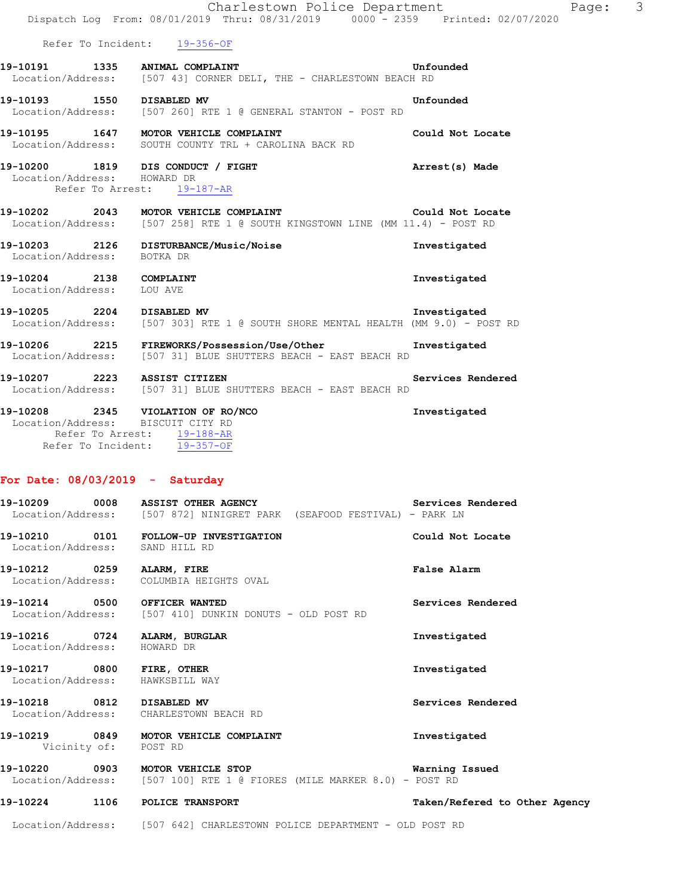Refer To Incident: 19-356-OF

**19-10191 1335 ANIMAL COMPLAINT** **Unfounded**
Location/Address: [507 43] CORNER DELI, THE - CHARLESTOWN BEACH RD

**19-10193 1550 DISABLED MV** **Unfounded**
Location/Address: [507 260] RTE 1 @ GENERAL STANTON - POST RD

**19-10195 1647 MOTOR VEHICLE COMPLAINT** **Could Not Locate**
Location/Address: SOUTH COUNTY TRL + CAROLINA BACK RD

**19-10200 1819 DIS CONDUCT / FIGHT** **Arrest(s) Made**
Location/Address: HOWARD DR
Refer To Arrest: 19-187-AR

**19-10202 2043 MOTOR VEHICLE COMPLAINT** **Could Not Locate**
Location/Address: [507 258] RTE 1 @ SOUTH KINGSTOWN LINE (MM 11.4) - POST RD

**19-10203 2126 DISTURBANCE/Music/Noise** **Investigated**
Location/Address: BOTKA DR

**19-10204 2138 COMPLAINT** **Investigated**
Location/Address: LOU AVE

**19-10205 2204 DISABLED MV** **Investigated**
Location/Address: [507 303] RTE 1 @ SOUTH SHORE MENTAL HEALTH (MM 9.0) - POST RD

**19-10206 2215 FIREWORKS/Possession/Use/Other** **Investigated**
Location/Address: [507 31] BLUE SHUTTERS BEACH - EAST BEACH RD

**19-10207 2223 ASSIST CITIZEN** **Services Rendered**
Location/Address: [507 31] BLUE SHUTTERS BEACH - EAST BEACH RD

**19-10208 2345 VIOLATION OF RO/NCO** **Investigated**
Location/Address: BISCUIT CITY RD
Refer To Arrest: 19-188-AR
Refer To Incident: 19-357-OF

## For Date: 08/03/2019 - Saturday

**19-10209 0008 ASSIST OTHER AGENCY** **Services Rendered**
Location/Address: [507 872] NINIGRET PARK (SEAFOOD FESTIVAL) - PARK LN

**19-10210 0101 FOLLOW-UP INVESTIGATION** **Could Not Locate**
Location/Address: SAND HILL RD

**19-10212 0259 ALARM, FIRE** **False Alarm**
Location/Address: COLUMBIA HEIGHTS OVAL

**19-10214 0500 OFFICER WANTED** **Services Rendered**
Location/Address: [507 410] DUNKIN DONUTS - OLD POST RD

**19-10216 0724 ALARM, BURGLAR** **Investigated**
Location/Address: HOWARD DR

**19-10217 0800 FIRE, OTHER** **Investigated**
Location/Address: HAWKSBILL WAY

**19-10218 0812 DISABLED MV** **Services Rendered**
Location/Address: CHARLESTOWN BEACH RD

**19-10219 0849 MOTOR VEHICLE COMPLAINT** **Investigated**
Vicinity of: POST RD

**19-10220 0903 MOTOR VEHICLE STOP** **Warning Issued**
Location/Address: [507 100] RTE 1 @ FIORES (MILE MARKER 8.0) - POST RD

**19-10224 1106 POLICE TRANSPORT** **Taken/Refered to Other Agency**
Location/Address: [507 642] CHARLESTOWN POLICE DEPARTMENT - OLD POST RD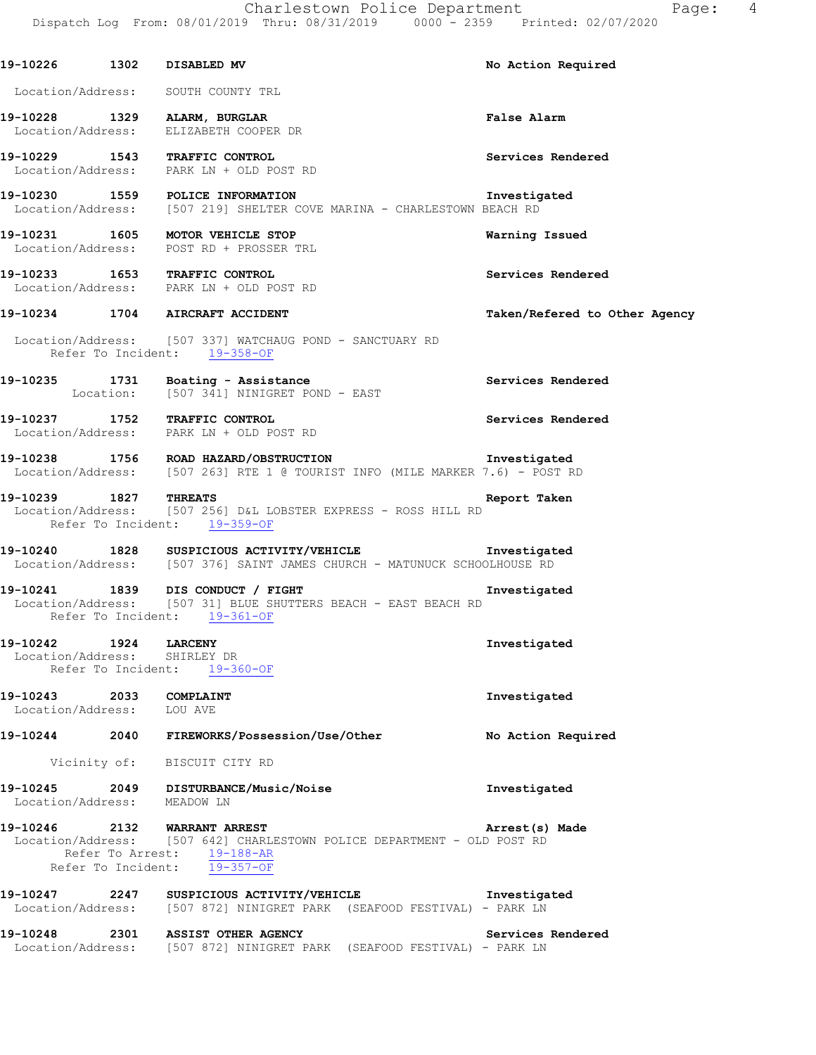19-10226 1302 **DISABLED MV** No Action Required

Location/Address: SOUTH COUNTY TRL

19-10228 1329 **ALARM, BURGLAR** False Alarm
Location/Address: ELIZABETH COOPER DR

19-10229 1543 **TRAFFIC CONTROL** Services Rendered
Location/Address: PARK LN + OLD POST RD

19-10230 1559 **POLICE INFORMATION** Investigated
Location/Address: [507 219] SHELTER COVE MARINA - CHARLESTOWN BEACH RD

19-10231 1605 **MOTOR VEHICLE STOP** Warning Issued
Location/Address: POST RD + PROSSER TRL

19-10233 1653 **TRAFFIC CONTROL** Services Rendered
Location/Address: PARK LN + OLD POST RD

19-10234 1704 **AIRCRAFT ACCIDENT** Taken/Refered to Other Agency

Location/Address: [507 337] WATCHAUG POND - SANCTUARY RD
Refer To Incident: 19-358-OF

19-10235 1731 **Boating - Assistance** Services Rendered
Location: [507 341] NINIGRET POND - EAST

19-10237 1752 **TRAFFIC CONTROL** Services Rendered
Location/Address: PARK LN + OLD POST RD

19-10238 1756 **ROAD HAZARD/OBSTRUCTION** Investigated
Location/Address: [507 263] RTE 1 @ TOURIST INFO (MILE MARKER 7.6) - POST RD

19-10239 1827 **THREATS** Report Taken
Location/Address: [507 256] D&L LOBSTER EXPRESS - ROSS HILL RD
Refer To Incident: 19-359-OF

19-10240 1828 **SUSPICIOUS ACTIVITY/VEHICLE** Investigated
Location/Address: [507 376] SAINT JAMES CHURCH - MATUNUCK SCHOOLHOUSE RD

19-10241 1839 **DIS CONDUCT / FIGHT** Investigated
Location/Address: [507 31] BLUE SHUTTERS BEACH - EAST BEACH RD
Refer To Incident: 19-361-OF

19-10242 1924 **LARCENY** Investigated
Location/Address: SHIRLEY DR
Refer To Incident: 19-360-OF

19-10243 2033 **COMPLAINT** Investigated
Location/Address: LOU AVE

19-10244 2040 **FIREWORKS/Possession/Use/Other** No Action Required

Vicinity of: BISCUIT CITY RD

19-10245 2049 **DISTURBANCE/Music/Noise** Investigated
Location/Address: MEADOW LN

19-10246 2132 **WARRANT ARREST** Arrest(s) Made
Location/Address: [507 642] CHARLESTOWN POLICE DEPARTMENT - OLD POST RD
Refer To Arrest: 19-188-AR
Refer To Incident: 19-357-OF

19-10247 2247 **SUSPICIOUS ACTIVITY/VEHICLE** Investigated
Location/Address: [507 872] NINIGRET PARK (SEAFOOD FESTIVAL) - PARK LN

19-10248 2301 **ASSIST OTHER AGENCY** Services Rendered
Location/Address: [507 872] NINIGRET PARK (SEAFOOD FESTIVAL) - PARK LN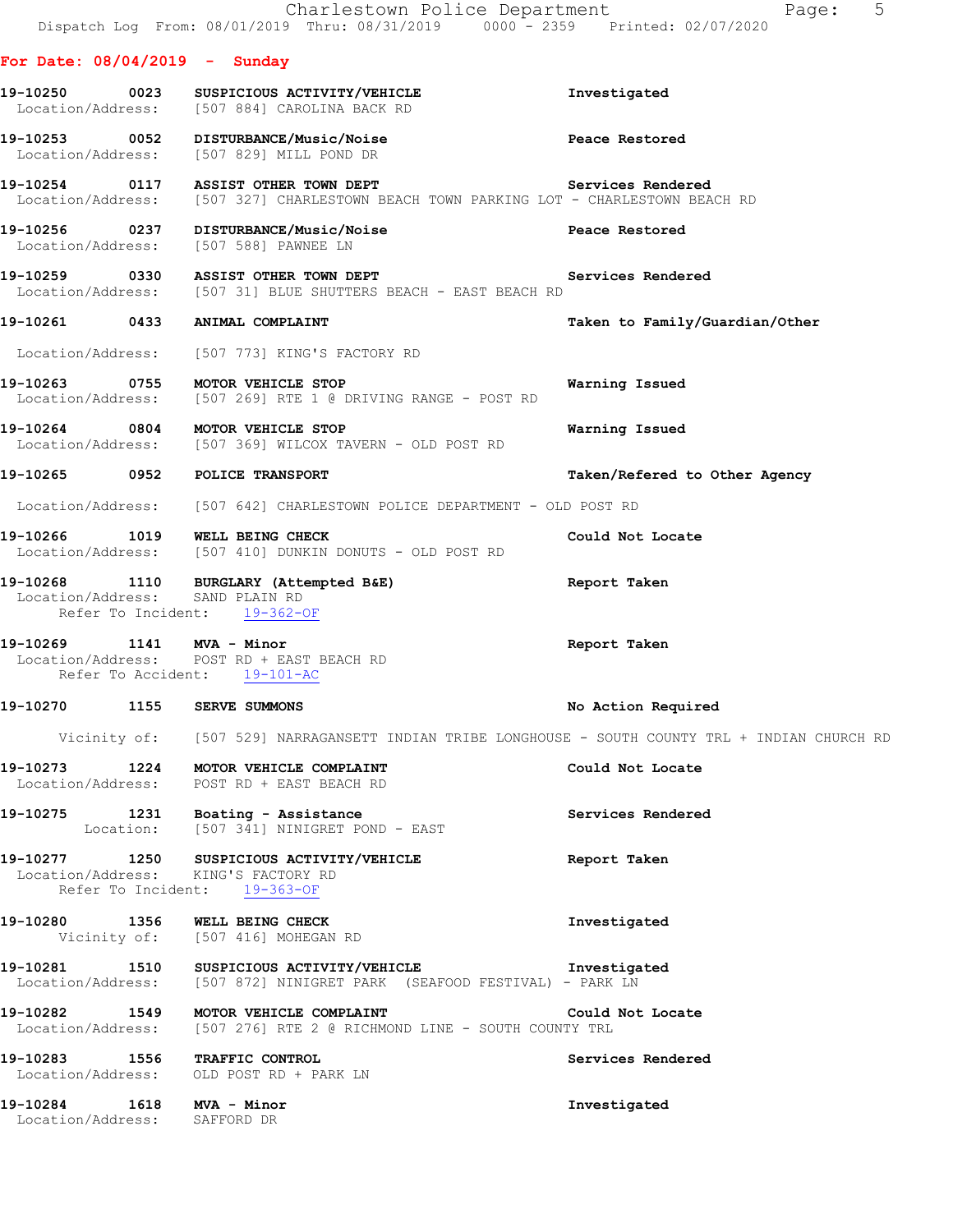**For Date: 08/04/2019 - Sunday**

**19-10250 0023 SUSPICIOUS ACTIVITY/VEHICLE** — Investigated
Location/Address: [507 884] CAROLINA BACK RD

**19-10253 0052 DISTURBANCE/Music/Noise** — Peace Restored
Location/Address: [507 829] MILL POND DR

**19-10254 0117 ASSIST OTHER TOWN DEPT** — Services Rendered
Location/Address: [507 327] CHARLESTOWN BEACH TOWN PARKING LOT - CHARLESTOWN BEACH RD

**19-10256 0237 DISTURBANCE/Music/Noise** — Peace Restored
Location/Address: [507 588] PAWNEE LN

**19-10259 0330 ASSIST OTHER TOWN DEPT** — Services Rendered
Location/Address: [507 31] BLUE SHUTTERS BEACH - EAST BEACH RD

**19-10261 0433 ANIMAL COMPLAINT** — Taken to Family/Guardian/Other
Location/Address: [507 773] KING'S FACTORY RD

**19-10263 0755 MOTOR VEHICLE STOP** — Warning Issued
Location/Address: [507 269] RTE 1 @ DRIVING RANGE - POST RD

**19-10264 0804 MOTOR VEHICLE STOP** — Warning Issued
Location/Address: [507 369] WILCOX TAVERN - OLD POST RD

**19-10265 0952 POLICE TRANSPORT** — Taken/Refered to Other Agency
Location/Address: [507 642] CHARLESTOWN POLICE DEPARTMENT - OLD POST RD

**19-10266 1019 WELL BEING CHECK** — Could Not Locate
Location/Address: [507 410] DUNKIN DONUTS - OLD POST RD

**19-10268 1110 BURGLARY (Attempted B&E)** — Report Taken
Location/Address: SAND PLAIN RD
Refer To Incident: 19-362-OF

**19-10269 1141 MVA - Minor** — Report Taken
Location/Address: POST RD + EAST BEACH RD
Refer To Accident: 19-101-AC

**19-10270 1155 SERVE SUMMONS** — No Action Required
Vicinity of: [507 529] NARRAGANSETT INDIAN TRIBE LONGHOUSE - SOUTH COUNTY TRL + INDIAN CHURCH RD

**19-10273 1224 MOTOR VEHICLE COMPLAINT** — Could Not Locate
Location/Address: POST RD + EAST BEACH RD

**19-10275 1231 Boating - Assistance** — Services Rendered
Location: [507 341] NINIGRET POND - EAST

**19-10277 1250 SUSPICIOUS ACTIVITY/VEHICLE** — Report Taken
Location/Address: KING'S FACTORY RD
Refer To Incident: 19-363-OF

**19-10280 1356 WELL BEING CHECK** — Investigated
Vicinity of: [507 416] MOHEGAN RD

**19-10281 1510 SUSPICIOUS ACTIVITY/VEHICLE** — Investigated
Location/Address: [507 872] NINIGRET PARK (SEAFOOD FESTIVAL) - PARK LN

**19-10282 1549 MOTOR VEHICLE COMPLAINT** — Could Not Locate
Location/Address: [507 276] RTE 2 @ RICHMOND LINE - SOUTH COUNTY TRL

**19-10283 1556 TRAFFIC CONTROL** — Services Rendered
Location/Address: OLD POST RD + PARK LN

**19-10284 1618 MVA - Minor** — Investigated
Location/Address: SAFFORD DR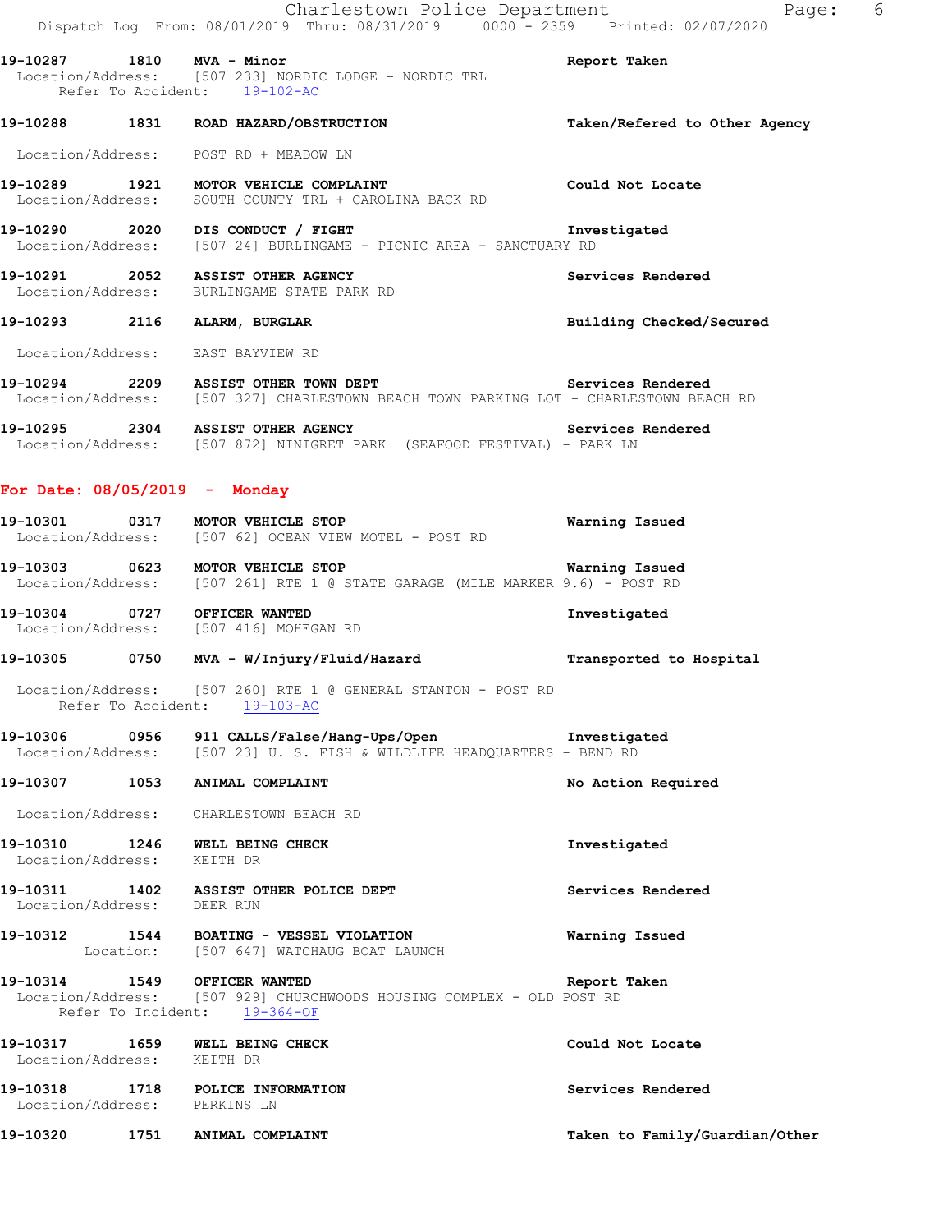**19-10287 1810 MVA - Minor** **Report Taken**
Location/Address: [507 233] NORDIC LODGE - NORDIC TRL
Refer To Accident: 19-102-AC

**19-10288 1831 ROAD HAZARD/OBSTRUCTION** **Taken/Refered to Other Agency**
Location/Address: POST RD + MEADOW LN

**19-10289 1921 MOTOR VEHICLE COMPLAINT** **Could Not Locate**
Location/Address: SOUTH COUNTY TRL + CAROLINA BACK RD

**19-10290 2020 DIS CONDUCT / FIGHT** **Investigated**
Location/Address: [507 24] BURLINGAME - PICNIC AREA - SANCTUARY RD

**19-10291 2052 ASSIST OTHER AGENCY** **Services Rendered**
Location/Address: BURLINGAME STATE PARK RD

**19-10293 2116 ALARM, BURGLAR** **Building Checked/Secured**
Location/Address: EAST BAYVIEW RD

**19-10294 2209 ASSIST OTHER TOWN DEPT** **Services Rendered**
Location/Address: [507 327] CHARLESTOWN BEACH TOWN PARKING LOT - CHARLESTOWN BEACH RD

**19-10295 2304 ASSIST OTHER AGENCY** **Services Rendered**
Location/Address: [507 872] NINIGRET PARK (SEAFOOD FESTIVAL) - PARK LN

## For Date: 08/05/2019 - Monday

**19-10301 0317 MOTOR VEHICLE STOP** **Warning Issued**
Location/Address: [507 62] OCEAN VIEW MOTEL - POST RD

**19-10303 0623 MOTOR VEHICLE STOP** **Warning Issued**
Location/Address: [507 261] RTE 1 @ STATE GARAGE (MILE MARKER 9.6) - POST RD

**19-10304 0727 OFFICER WANTED** **Investigated**
Location/Address: [507 416] MOHEGAN RD

**19-10305 0750 MVA - W/Injury/Fluid/Hazard** **Transported to Hospital**
Location/Address: [507 260] RTE 1 @ GENERAL STANTON - POST RD
Refer To Accident: 19-103-AC

**19-10306 0956 911 CALLS/False/Hang-Ups/Open** **Investigated**
Location/Address: [507 23] U. S. FISH & WILDLIFE HEADQUARTERS - BEND RD

**19-10307 1053 ANIMAL COMPLAINT** **No Action Required**
Location/Address: CHARLESTOWN BEACH RD

**19-10310 1246 WELL BEING CHECK** **Investigated**
Location/Address: KEITH DR

**19-10311 1402 ASSIST OTHER POLICE DEPT** **Services Rendered**
Location/Address: DEER RUN

**19-10312 1544 BOATING - VESSEL VIOLATION** **Warning Issued**
Location: [507 647] WATCHAUG BOAT LAUNCH

**19-10314 1549 OFFICER WANTED** **Report Taken**
Location/Address: [507 929] CHURCHWOODS HOUSING COMPLEX - OLD POST RD
Refer To Incident: 19-364-OF

**19-10317 1659 WELL BEING CHECK** **Could Not Locate**
Location/Address: KEITH DR

**19-10318 1718 POLICE INFORMATION** **Services Rendered**
Location/Address: PERKINS LN

**19-10320 1751 ANIMAL COMPLAINT** **Taken to Family/Guardian/Other**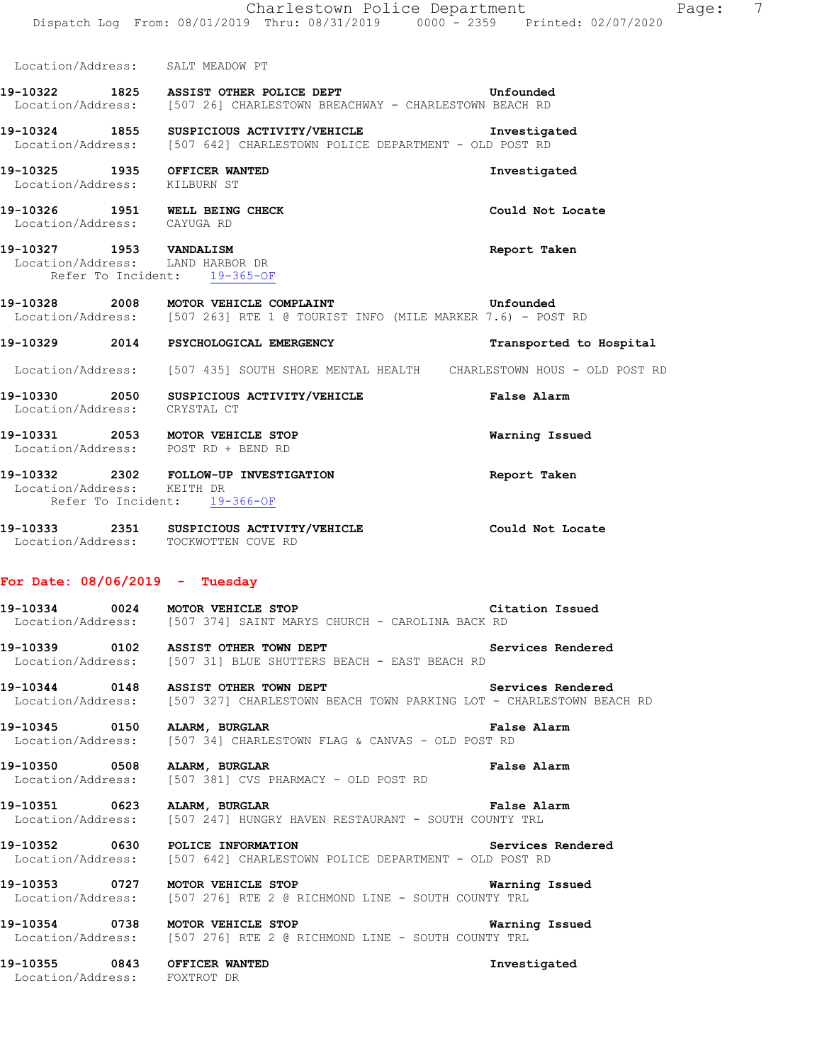Location/Address: SALT MEADOW PT

**19-10322** 1825 **ASSIST OTHER POLICE DEPT** **Unfounded**
Location/Address: [507 26] CHARLESTOWN BREACHWAY - CHARLESTOWN BEACH RD

**19-10324** 1855 **SUSPICIOUS ACTIVITY/VEHICLE** **Investigated**
Location/Address: [507 642] CHARLESTOWN POLICE DEPARTMENT - OLD POST RD

**19-10325** 1935 **OFFICER WANTED** **Investigated**
Location/Address: KILBURN ST

**19-10326** 1951 **WELL BEING CHECK** **Could Not Locate**
Location/Address: CAYUGA RD

**19-10327** 1953 **VANDALISM** **Report Taken**
Location/Address: LAND HARBOR DR
Refer To Incident: 19-365-OF

**19-10328** 2008 **MOTOR VEHICLE COMPLAINT** **Unfounded**
Location/Address: [507 263] RTE 1 @ TOURIST INFO (MILE MARKER 7.6) - POST RD

**19-10329** 2014 **PSYCHOLOGICAL EMERGENCY** **Transported to Hospital**
Location/Address: [507 435] SOUTH SHORE MENTAL HEALTH CHARLESTOWN HOUS - OLD POST RD

**19-10330** 2050 **SUSPICIOUS ACTIVITY/VEHICLE** **False Alarm**
Location/Address: CRYSTAL CT

**19-10331** 2053 **MOTOR VEHICLE STOP** **Warning Issued**
Location/Address: POST RD + BEND RD

**19-10332** 2302 **FOLLOW-UP INVESTIGATION** **Report Taken**
Location/Address: KEITH DR
Refer To Incident: 19-366-OF

**19-10333** 2351 **SUSPICIOUS ACTIVITY/VEHICLE** **Could Not Locate**
Location/Address: TOCKWOTTEN COVE RD

## For Date: 08/06/2019 - Tuesday

**19-10334** 0024 **MOTOR VEHICLE STOP** **Citation Issued**
Location/Address: [507 374] SAINT MARYS CHURCH - CAROLINA BACK RD

**19-10339** 0102 **ASSIST OTHER TOWN DEPT** **Services Rendered**
Location/Address: [507 31] BLUE SHUTTERS BEACH - EAST BEACH RD

**19-10344** 0148 **ASSIST OTHER TOWN DEPT** **Services Rendered**
Location/Address: [507 327] CHARLESTOWN BEACH TOWN PARKING LOT - CHARLESTOWN BEACH RD

**19-10345** 0150 **ALARM, BURGLAR** **False Alarm**
Location/Address: [507 34] CHARLESTOWN FLAG & CANVAS - OLD POST RD

**19-10350** 0508 **ALARM, BURGLAR** **False Alarm**
Location/Address: [507 381] CVS PHARMACY - OLD POST RD

**19-10351** 0623 **ALARM, BURGLAR** **False Alarm**
Location/Address: [507 247] HUNGRY HAVEN RESTAURANT - SOUTH COUNTY TRL

**19-10352** 0630 **POLICE INFORMATION** **Services Rendered**
Location/Address: [507 642] CHARLESTOWN POLICE DEPARTMENT - OLD POST RD

**19-10353** 0727 **MOTOR VEHICLE STOP** **Warning Issued**
Location/Address: [507 276] RTE 2 @ RICHMOND LINE - SOUTH COUNTY TRL

**19-10354** 0738 **MOTOR VEHICLE STOP** **Warning Issued**
Location/Address: [507 276] RTE 2 @ RICHMOND LINE - SOUTH COUNTY TRL

**19-10355** 0843 **OFFICER WANTED** **Investigated**
Location/Address: FOXTROT DR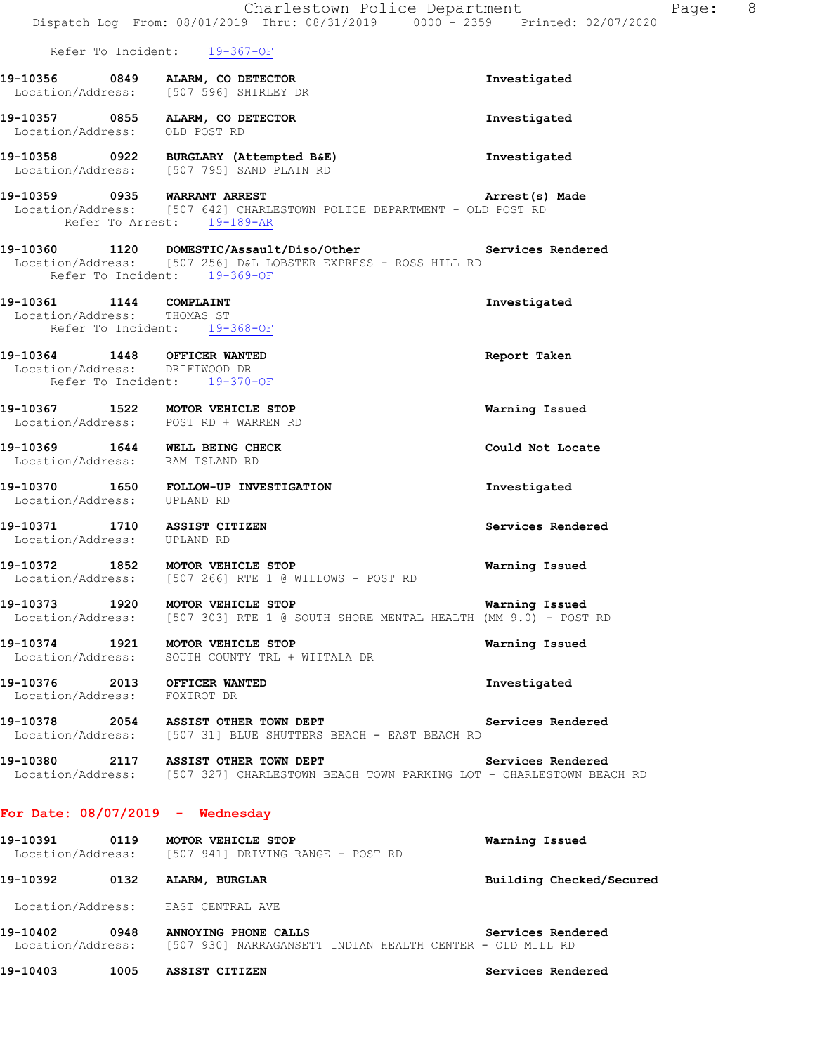Refer To Incident: 19-367-OF

**19-10356 0849 ALARM, CO DETECTOR** — Investigated
Location/Address: [507 596] SHIRLEY DR

**19-10357 0855 ALARM, CO DETECTOR** — Investigated
Location/Address: OLD POST RD

**19-10358 0922 BURGLARY (Attempted B&E)** — Investigated
Location/Address: [507 795] SAND PLAIN RD

**19-10359 0935 WARRANT ARREST** — Arrest(s) Made
Location/Address: [507 642] CHARLESTOWN POLICE DEPARTMENT - OLD POST RD
Refer To Arrest: 19-189-AR

**19-10360 1120 DOMESTIC/Assault/Diso/Other** — Services Rendered
Location/Address: [507 256] D&L LOBSTER EXPRESS - ROSS HILL RD
Refer To Incident: 19-369-OF

**19-10361 1144 COMPLAINT** — Investigated
Location/Address: THOMAS ST
Refer To Incident: 19-368-OF

**19-10364 1448 OFFICER WANTED** — Report Taken
Location/Address: DRIFTWOOD DR
Refer To Incident: 19-370-OF

**19-10367 1522 MOTOR VEHICLE STOP** — Warning Issued
Location/Address: POST RD + WARREN RD

**19-10369 1644 WELL BEING CHECK** — Could Not Locate
Location/Address: RAM ISLAND RD

**19-10370 1650 FOLLOW-UP INVESTIGATION** — Investigated
Location/Address: UPLAND RD

**19-10371 1710 ASSIST CITIZEN** — Services Rendered
Location/Address: UPLAND RD

**19-10372 1852 MOTOR VEHICLE STOP** — Warning Issued
Location/Address: [507 266] RTE 1 @ WILLOWS - POST RD

**19-10373 1920 MOTOR VEHICLE STOP** — Warning Issued
Location/Address: [507 303] RTE 1 @ SOUTH SHORE MENTAL HEALTH (MM 9.0) - POST RD

**19-10374 1921 MOTOR VEHICLE STOP** — Warning Issued
Location/Address: SOUTH COUNTY TRL + WIITALA DR

**19-10376 2013 OFFICER WANTED** — Investigated
Location/Address: FOXTROT DR

**19-10378 2054 ASSIST OTHER TOWN DEPT** — Services Rendered
Location/Address: [507 31] BLUE SHUTTERS BEACH - EAST BEACH RD

**19-10380 2117 ASSIST OTHER TOWN DEPT** — Services Rendered
Location/Address: [507 327] CHARLESTOWN BEACH TOWN PARKING LOT - CHARLESTOWN BEACH RD

## For Date: 08/07/2019 - Wednesday

**19-10391 0119 MOTOR VEHICLE STOP** — Warning Issued
Location/Address: [507 941] DRIVING RANGE - POST RD

**19-10392 0132 ALARM, BURGLAR** — Building Checked/Secured
Location/Address: EAST CENTRAL AVE

**19-10402 0948 ANNOYING PHONE CALLS** — Services Rendered
Location/Address: [507 930] NARRAGANSETT INDIAN HEALTH CENTER - OLD MILL RD

**19-10403 1005 ASSIST CITIZEN** — Services Rendered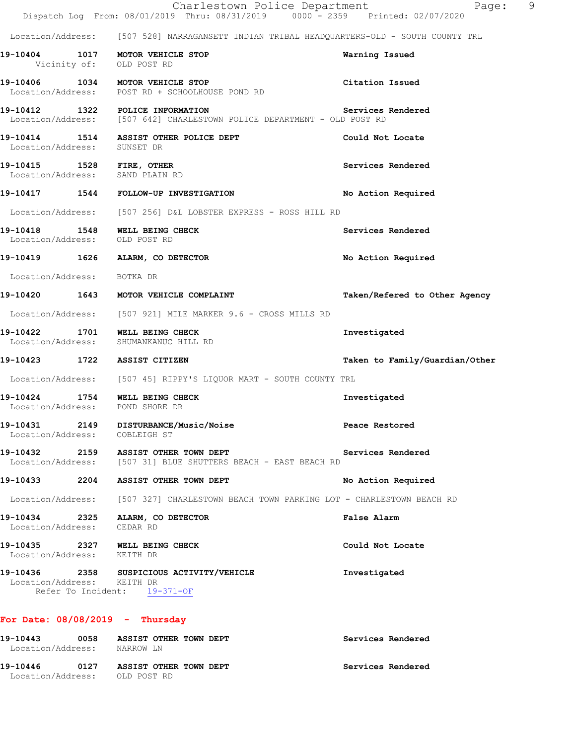Location/Address: [507 528] NARRAGANSETT INDIAN TRIBAL HEADQUARTERS-OLD - SOUTH COUNTY TRL

**19-10404 1017 MOTOR VEHICLE STOP** — **Warning Issued**
Vicinity of: OLD POST RD

**19-10406 1034 MOTOR VEHICLE STOP** — **Citation Issued**
Location/Address: POST RD + SCHOOLHOUSE POND RD

**19-10412 1322 POLICE INFORMATION** — **Services Rendered**
Location/Address: [507 642] CHARLESTOWN POLICE DEPARTMENT - OLD POST RD

**19-10414 1514 ASSIST OTHER POLICE DEPT** — **Could Not Locate**
Location/Address: SUNSET DR

**19-10415 1528 FIRE, OTHER** — **Services Rendered**
Location/Address: SAND PLAIN RD

**19-10417 1544 FOLLOW-UP INVESTIGATION** — **No Action Required**
Location/Address: [507 256] D&L LOBSTER EXPRESS - ROSS HILL RD

**19-10418 1548 WELL BEING CHECK** — **Services Rendered**
Location/Address: OLD POST RD

**19-10419 1626 ALARM, CO DETECTOR** — **No Action Required**
Location/Address: BOTKA DR

**19-10420 1643 MOTOR VEHICLE COMPLAINT** — **Taken/Refered to Other Agency**
Location/Address: [507 921] MILE MARKER 9.6 - CROSS MILLS RD

**19-10422 1701 WELL BEING CHECK** — **Investigated**
Location/Address: SHUMANKANUC HILL RD

**19-10423 1722 ASSIST CITIZEN** — **Taken to Family/Guardian/Other**
Location/Address: [507 45] RIPPY'S LIQUOR MART - SOUTH COUNTY TRL

**19-10424 1754 WELL BEING CHECK** — **Investigated**
Location/Address: POND SHORE DR

**19-10431 2149 DISTURBANCE/Music/Noise** — **Peace Restored**
Location/Address: COBLEIGH ST

**19-10432 2159 ASSIST OTHER TOWN DEPT** — **Services Rendered**
Location/Address: [507 31] BLUE SHUTTERS BEACH - EAST BEACH RD

**19-10433 2204 ASSIST OTHER TOWN DEPT** — **No Action Required**
Location/Address: [507 327] CHARLESTOWN BEACH TOWN PARKING LOT - CHARLESTOWN BEACH RD

**19-10434 2325 ALARM, CO DETECTOR** — **False Alarm**
Location/Address: CEDAR RD

**19-10435 2327 WELL BEING CHECK** — **Could Not Locate**
Location/Address: KEITH DR

**19-10436 2358 SUSPICIOUS ACTIVITY/VEHICLE** — **Investigated**
Location/Address: KEITH DR
Refer To Incident: 19-371-OF

## For Date: 08/08/2019 - Thursday

**19-10443 0058 ASSIST OTHER TOWN DEPT** — **Services Rendered**
Location/Address: NARROW LN

**19-10446 0127 ASSIST OTHER TOWN DEPT** — **Services Rendered**
Location/Address: OLD POST RD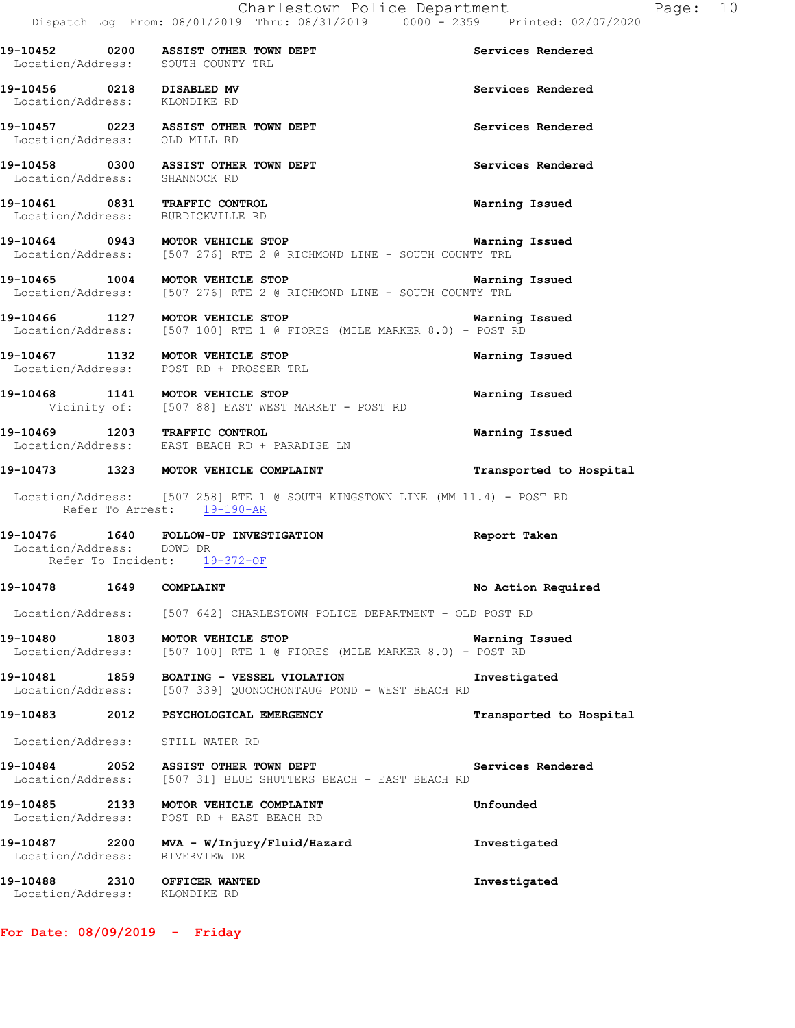**19-10452 0200 ASSIST OTHER TOWN DEPT** — **Services Rendered**
Location/Address: SOUTH COUNTY TRL

**19-10456 0218 DISABLED MV** — **Services Rendered**
Location/Address: KLONDIKE RD

**19-10457 0223 ASSIST OTHER TOWN DEPT** — **Services Rendered**
Location/Address: OLD MILL RD

**19-10458 0300 ASSIST OTHER TOWN DEPT** — **Services Rendered**
Location/Address: SHANNOCK RD

**19-10461 0831 TRAFFIC CONTROL** — **Warning Issued**
Location/Address: BURDICKVILLE RD

**19-10464 0943 MOTOR VEHICLE STOP** — **Warning Issued**
Location/Address: [507 276] RTE 2 @ RICHMOND LINE - SOUTH COUNTY TRL

**19-10465 1004 MOTOR VEHICLE STOP** — **Warning Issued**
Location/Address: [507 276] RTE 2 @ RICHMOND LINE - SOUTH COUNTY TRL

**19-10466 1127 MOTOR VEHICLE STOP** — **Warning Issued**
Location/Address: [507 100] RTE 1 @ FIORES (MILE MARKER 8.0) - POST RD

**19-10467 1132 MOTOR VEHICLE STOP** — **Warning Issued**
Location/Address: POST RD + PROSSER TRL

**19-10468 1141 MOTOR VEHICLE STOP** — **Warning Issued**
Vicinity of: [507 88] EAST WEST MARKET - POST RD

**19-10469 1203 TRAFFIC CONTROL** — **Warning Issued**
Location/Address: EAST BEACH RD + PARADISE LN

**19-10473 1323 MOTOR VEHICLE COMPLAINT** — **Transported to Hospital**
Location/Address: [507 258] RTE 1 @ SOUTH KINGSTOWN LINE (MM 11.4) - POST RD
Refer To Arrest: 19-190-AR

**19-10476 1640 FOLLOW-UP INVESTIGATION** — **Report Taken**
Location/Address: DOWD DR
Refer To Incident: 19-372-OF

**19-10478 1649 COMPLAINT** — **No Action Required**
Location/Address: [507 642] CHARLESTOWN POLICE DEPARTMENT - OLD POST RD

**19-10480 1803 MOTOR VEHICLE STOP** — **Warning Issued**
Location/Address: [507 100] RTE 1 @ FIORES (MILE MARKER 8.0) - POST RD

**19-10481 1859 BOATING - VESSEL VIOLATION** — **Investigated**
Location/Address: [507 339] QUONOCHONTAUG POND - WEST BEACH RD

**19-10483 2012 PSYCHOLOGICAL EMERGENCY** — **Transported to Hospital**
Location/Address: STILL WATER RD

**19-10484 2052 ASSIST OTHER TOWN DEPT** — **Services Rendered**
Location/Address: [507 31] BLUE SHUTTERS BEACH - EAST BEACH RD

**19-10485 2133 MOTOR VEHICLE COMPLAINT** — **Unfounded**
Location/Address: POST RD + EAST BEACH RD

**19-10487 2200 MVA - W/Injury/Fluid/Hazard** — **Investigated**
Location/Address: RIVERVIEW DR

**19-10488 2310 OFFICER WANTED** — **Investigated**
Location/Address: KLONDIKE RD

**For Date: 08/09/2019 - Friday**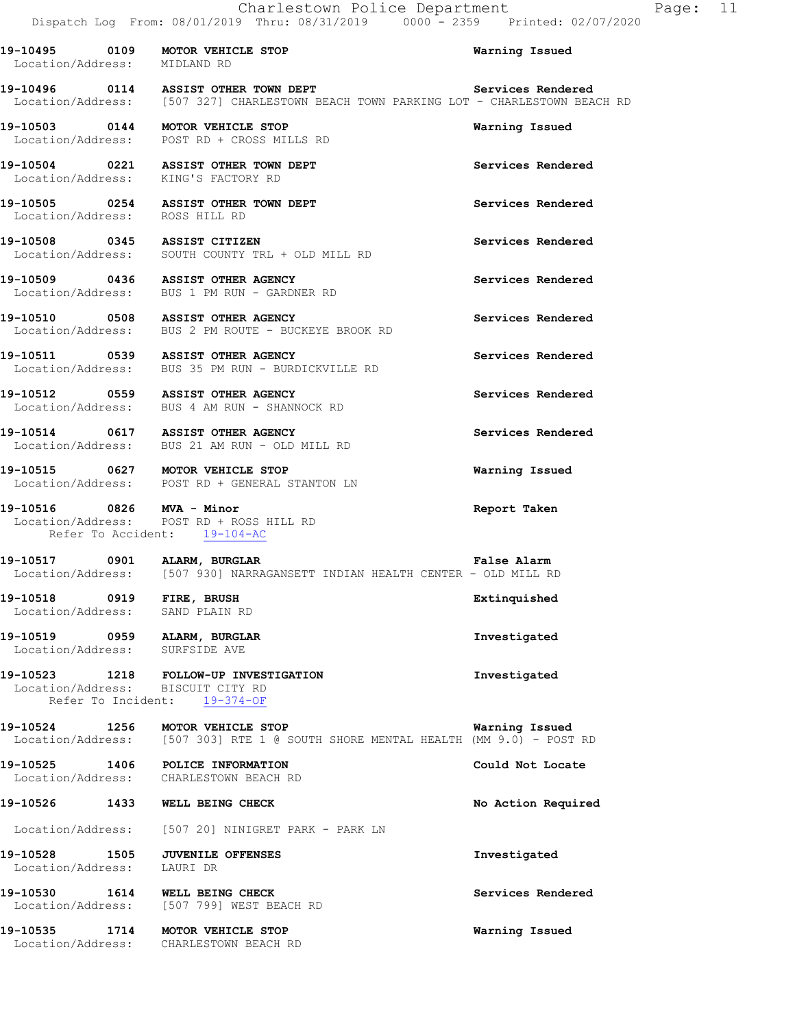19-10495 0109 **MOTOR VEHICLE STOP** **Warning Issued**
Location/Address: MIDLAND RD

19-10496 0114 **ASSIST OTHER TOWN DEPT** **Services Rendered**
Location/Address: [507 327] CHARLESTOWN BEACH TOWN PARKING LOT - CHARLESTOWN BEACH RD

19-10503 0144 **MOTOR VEHICLE STOP** **Warning Issued**
Location/Address: POST RD + CROSS MILLS RD

19-10504 0221 **ASSIST OTHER TOWN DEPT** **Services Rendered**
Location/Address: KING'S FACTORY RD

19-10505 0254 **ASSIST OTHER TOWN DEPT** **Services Rendered**
Location/Address: ROSS HILL RD

19-10508 0345 **ASSIST CITIZEN** **Services Rendered**
Location/Address: SOUTH COUNTY TRL + OLD MILL RD

19-10509 0436 **ASSIST OTHER AGENCY** **Services Rendered**
Location/Address: BUS 1 PM RUN - GARDNER RD

19-10510 0508 **ASSIST OTHER AGENCY** **Services Rendered**
Location/Address: BUS 2 PM ROUTE - BUCKEYE BROOK RD

19-10511 0539 **ASSIST OTHER AGENCY** **Services Rendered**
Location/Address: BUS 35 PM RUN - BURDICKVILLE RD

19-10512 0559 **ASSIST OTHER AGENCY** **Services Rendered**
Location/Address: BUS 4 AM RUN - SHANNOCK RD

19-10514 0617 **ASSIST OTHER AGENCY** **Services Rendered**
Location/Address: BUS 21 AM RUN - OLD MILL RD

19-10515 0627 **MOTOR VEHICLE STOP** **Warning Issued**
Location/Address: POST RD + GENERAL STANTON LN

19-10516 0826 **MVA - Minor** **Report Taken**
Location/Address: POST RD + ROSS HILL RD
Refer To Accident: 19-104-AC

19-10517 0901 **ALARM, BURGLAR** **False Alarm**
Location/Address: [507 930] NARRAGANSETT INDIAN HEALTH CENTER - OLD MILL RD

19-10518 0919 **FIRE, BRUSH** **Extinguished**
Location/Address: SAND PLAIN RD

19-10519 0959 **ALARM, BURGLAR** **Investigated**
Location/Address: SURFSIDE AVE

19-10523 1218 **FOLLOW-UP INVESTIGATION** **Investigated**
Location/Address: BISCUIT CITY RD
Refer To Incident: 19-374-OF

19-10524 1256 **MOTOR VEHICLE STOP** **Warning Issued**
Location/Address: [507 303] RTE 1 @ SOUTH SHORE MENTAL HEALTH (MM 9.0) - POST RD

19-10525 1406 **POLICE INFORMATION** **Could Not Locate**
Location/Address: CHARLESTOWN BEACH RD

19-10526 1433 **WELL BEING CHECK** **No Action Required**
Location/Address: [507 20] NINIGRET PARK - PARK LN

19-10528 1505 **JUVENILE OFFENSES** **Investigated**
Location/Address: LAURI DR

19-10530 1614 **WELL BEING CHECK** **Services Rendered**
Location/Address: [507 799] WEST BEACH RD

19-10535 1714 **MOTOR VEHICLE STOP** **Warning Issued**
Location/Address: CHARLESTOWN BEACH RD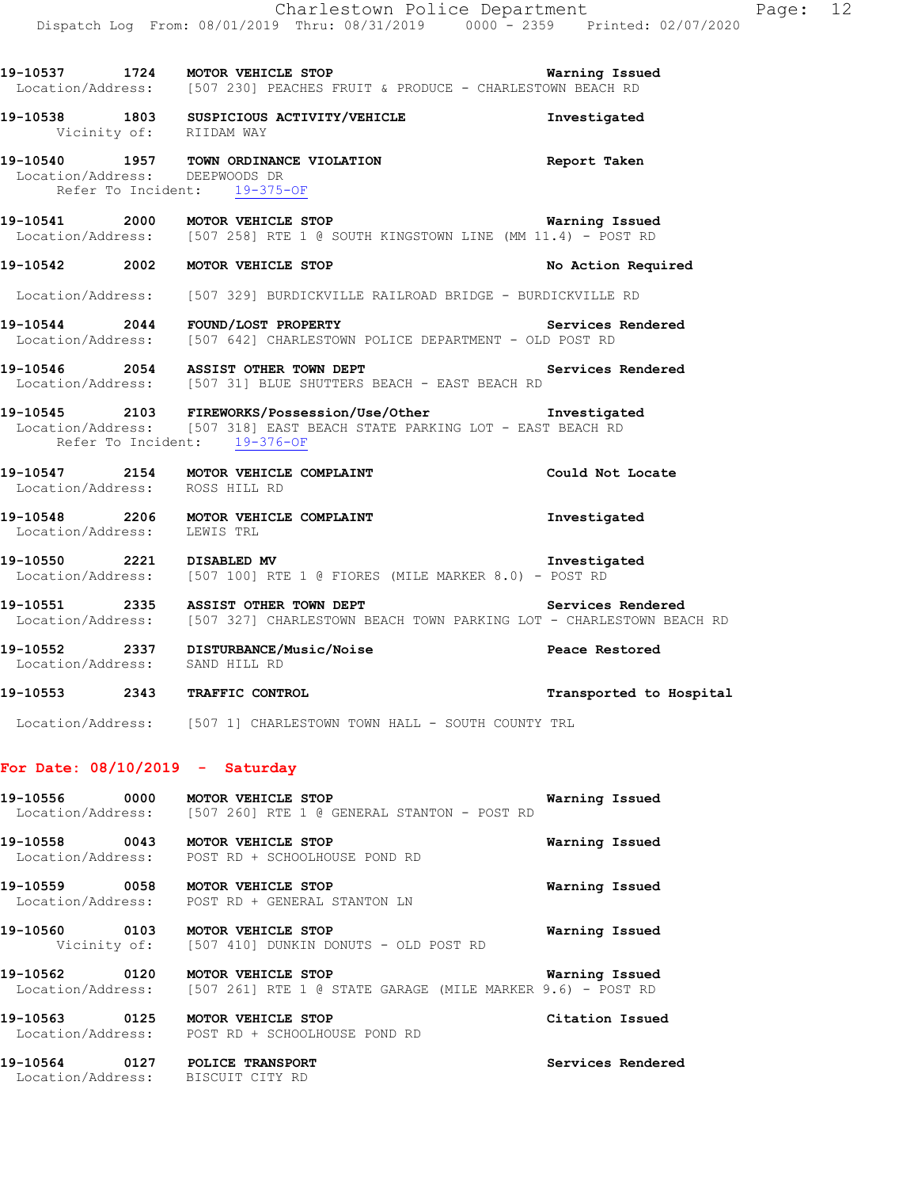19-10537 1724 **MOTOR VEHICLE STOP** **Warning Issued**
Location/Address: [507 230] PEACHES FRUIT & PRODUCE - CHARLESTOWN BEACH RD

19-10538 1803 **SUSPICIOUS ACTIVITY/VEHICLE** **Investigated**
Vicinity of: RIIDAM WAY

19-10540 1957 **TOWN ORDINANCE VIOLATION** **Report Taken**
Location/Address: DEEPWOODS DR
Refer To Incident: 19-375-OF

19-10541 2000 **MOTOR VEHICLE STOP** **Warning Issued**
Location/Address: [507 258] RTE 1 @ SOUTH KINGSTOWN LINE (MM 11.4) - POST RD

19-10542 2002 **MOTOR VEHICLE STOP** **No Action Required**
Location/Address: [507 329] BURDICKVILLE RAILROAD BRIDGE - BURDICKVILLE RD

19-10544 2044 **FOUND/LOST PROPERTY** **Services Rendered**
Location/Address: [507 642] CHARLESTOWN POLICE DEPARTMENT - OLD POST RD

19-10546 2054 **ASSIST OTHER TOWN DEPT** **Services Rendered**
Location/Address: [507 31] BLUE SHUTTERS BEACH - EAST BEACH RD

19-10545 2103 **FIREWORKS/Possession/Use/Other** **Investigated**
Location/Address: [507 318] EAST BEACH STATE PARKING LOT - EAST BEACH RD
Refer To Incident: 19-376-OF

19-10547 2154 **MOTOR VEHICLE COMPLAINT** **Could Not Locate**
Location/Address: ROSS HILL RD

19-10548 2206 **MOTOR VEHICLE COMPLAINT** **Investigated**
Location/Address: LEWIS TRL

19-10550 2221 **DISABLED MV** **Investigated**
Location/Address: [507 100] RTE 1 @ FIORES (MILE MARKER 8.0) - POST RD

19-10551 2335 **ASSIST OTHER TOWN DEPT** **Services Rendered**
Location/Address: [507 327] CHARLESTOWN BEACH TOWN PARKING LOT - CHARLESTOWN BEACH RD

19-10552 2337 **DISTURBANCE/Music/Noise** **Peace Restored**
Location/Address: SAND HILL RD

19-10553 2343 **TRAFFIC CONTROL** **Transported to Hospital**
Location/Address: [507 1] CHARLESTOWN TOWN HALL - SOUTH COUNTY TRL

## For Date: 08/10/2019 - Saturday

19-10556 0000 **MOTOR VEHICLE STOP** **Warning Issued**
Location/Address: [507 260] RTE 1 @ GENERAL STANTON - POST RD

19-10558 0043 **MOTOR VEHICLE STOP** **Warning Issued**
Location/Address: POST RD + SCHOOLHOUSE POND RD

19-10559 0058 **MOTOR VEHICLE STOP** **Warning Issued**
Location/Address: POST RD + GENERAL STANTON LN

19-10560 0103 **MOTOR VEHICLE STOP** **Warning Issued**
Vicinity of: [507 410] DUNKIN DONUTS - OLD POST RD

19-10562 0120 **MOTOR VEHICLE STOP** **Warning Issued**
Location/Address: [507 261] RTE 1 @ STATE GARAGE (MILE MARKER 9.6) - POST RD

19-10563 0125 **MOTOR VEHICLE STOP** **Citation Issued**
Location/Address: POST RD + SCHOOLHOUSE POND RD

19-10564 0127 **POLICE TRANSPORT** **Services Rendered**
Location/Address: BISCUIT CITY RD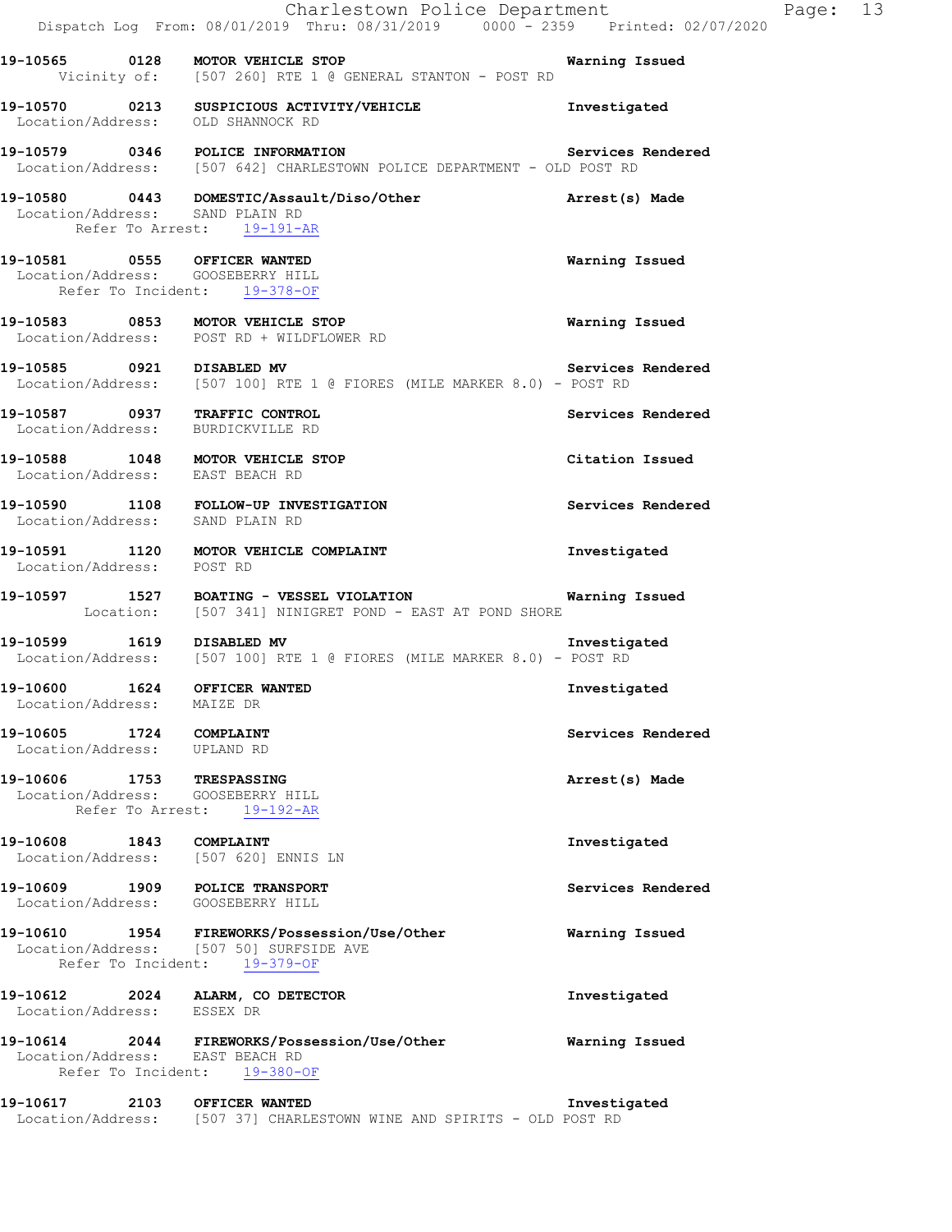19-10565 0128 **MOTOR VEHICLE STOP** Warning Issued
Vicinity of: [507 260] RTE 1 @ GENERAL STANTON - POST RD

19-10570 0213 **SUSPICIOUS ACTIVITY/VEHICLE** Investigated
Location/Address: OLD SHANNOCK RD

19-10579 0346 **POLICE INFORMATION** Services Rendered
Location/Address: [507 642] CHARLESTOWN POLICE DEPARTMENT - OLD POST RD

19-10580 0443 **DOMESTIC/Assault/Diso/Other** Arrest(s) Made
Location/Address: SAND PLAIN RD
Refer To Arrest: 19-191-AR

19-10581 0555 **OFFICER WANTED** Warning Issued
Location/Address: GOOSEBERRY HILL
Refer To Incident: 19-378-OF

19-10583 0853 **MOTOR VEHICLE STOP** Warning Issued
Location/Address: POST RD + WILDFLOWER RD

19-10585 0921 **DISABLED MV** Services Rendered
Location/Address: [507 100] RTE 1 @ FIORES (MILE MARKER 8.0) - POST RD

19-10587 0937 **TRAFFIC CONTROL** Services Rendered
Location/Address: BURDICKVILLE RD

19-10588 1048 **MOTOR VEHICLE STOP** Citation Issued
Location/Address: EAST BEACH RD

19-10590 1108 **FOLLOW-UP INVESTIGATION** Services Rendered
Location/Address: SAND PLAIN RD

19-10591 1120 **MOTOR VEHICLE COMPLAINT** Investigated
Location/Address: POST RD

19-10597 1527 **BOATING - VESSEL VIOLATION** Warning Issued
Location: [507 341] NINIGRET POND - EAST AT POND SHORE

19-10599 1619 **DISABLED MV** Investigated
Location/Address: [507 100] RTE 1 @ FIORES (MILE MARKER 8.0) - POST RD

19-10600 1624 **OFFICER WANTED** Investigated
Location/Address: MAIZE DR

19-10605 1724 **COMPLAINT** Services Rendered
Location/Address: UPLAND RD

19-10606 1753 **TRESPASSING** Arrest(s) Made
Location/Address: GOOSEBERRY HILL
Refer To Arrest: 19-192-AR

19-10608 1843 **COMPLAINT** Investigated
Location/Address: [507 620] ENNIS LN

19-10609 1909 **POLICE TRANSPORT** Services Rendered
Location/Address: GOOSEBERRY HILL

19-10610 1954 **FIREWORKS/Possession/Use/Other** Warning Issued
Location/Address: [507 50] SURFSIDE AVE
Refer To Incident: 19-379-OF

19-10612 2024 **ALARM, CO DETECTOR** Investigated
Location/Address: ESSEX DR

19-10614 2044 **FIREWORKS/Possession/Use/Other** Warning Issued
Location/Address: EAST BEACH RD
Refer To Incident: 19-380-OF

19-10617 2103 **OFFICER WANTED** Investigated
Location/Address: [507 37] CHARLESTOWN WINE AND SPIRITS - OLD POST RD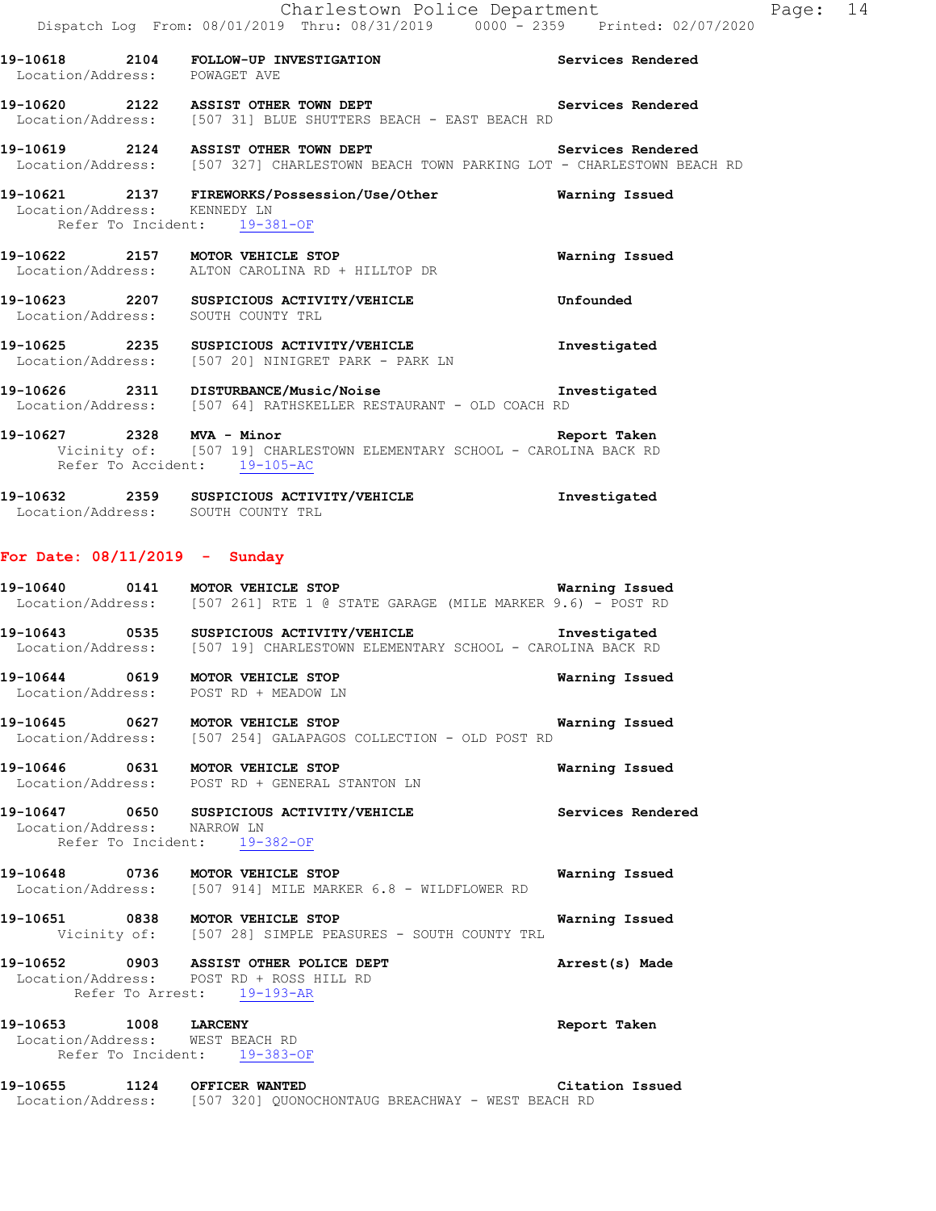19-10618 2104 **FOLLOW-UP INVESTIGATION** **Services Rendered**
Location/Address: POWAGET AVE

19-10620 2122 **ASSIST OTHER TOWN DEPT** **Services Rendered**
Location/Address: [507 31] BLUE SHUTTERS BEACH - EAST BEACH RD

19-10619 2124 **ASSIST OTHER TOWN DEPT** **Services Rendered**
Location/Address: [507 327] CHARLESTOWN BEACH TOWN PARKING LOT - CHARLESTOWN BEACH RD

19-10621 2137 **FIREWORKS/Possession/Use/Other** **Warning Issued**
Location/Address: KENNEDY LN
Refer To Incident: 19-381-OF

19-10622 2157 **MOTOR VEHICLE STOP** **Warning Issued**
Location/Address: ALTON CAROLINA RD + HILLTOP DR

19-10623 2207 **SUSPICIOUS ACTIVITY/VEHICLE** **Unfounded**
Location/Address: SOUTH COUNTY TRL

19-10625 2235 **SUSPICIOUS ACTIVITY/VEHICLE** **Investigated**
Location/Address: [507 20] NINIGRET PARK - PARK LN

19-10626 2311 **DISTURBANCE/Music/Noise** **Investigated**
Location/Address: [507 64] RATHSKELLER RESTAURANT - OLD COACH RD

19-10627 2328 **MVA - Minor** **Report Taken**
Vicinity of: [507 19] CHARLESTOWN ELEMENTARY SCHOOL - CAROLINA BACK RD
Refer To Accident: 19-105-AC

19-10632 2359 **SUSPICIOUS ACTIVITY/VEHICLE** **Investigated**
Location/Address: SOUTH COUNTY TRL

## For Date: 08/11/2019 - Sunday

19-10640 0141 **MOTOR VEHICLE STOP** **Warning Issued**
Location/Address: [507 261] RTE 1 @ STATE GARAGE (MILE MARKER 9.6) - POST RD

19-10643 0535 **SUSPICIOUS ACTIVITY/VEHICLE** **Investigated**
Location/Address: [507 19] CHARLESTOWN ELEMENTARY SCHOOL - CAROLINA BACK RD

19-10644 0619 **MOTOR VEHICLE STOP** **Warning Issued**
Location/Address: POST RD + MEADOW LN

19-10645 0627 **MOTOR VEHICLE STOP** **Warning Issued**
Location/Address: [507 254] GALAPAGOS COLLECTION - OLD POST RD

19-10646 0631 **MOTOR VEHICLE STOP** **Warning Issued**
Location/Address: POST RD + GENERAL STANTON LN

19-10647 0650 **SUSPICIOUS ACTIVITY/VEHICLE** **Services Rendered**
Location/Address: NARROW LN
Refer To Incident: 19-382-OF

19-10648 0736 **MOTOR VEHICLE STOP** **Warning Issued**
Location/Address: [507 914] MILE MARKER 6.8 - WILDFLOWER RD

19-10651 0838 **MOTOR VEHICLE STOP** **Warning Issued**
Vicinity of: [507 28] SIMPLE PEASURES - SOUTH COUNTY TRL

19-10652 0903 **ASSIST OTHER POLICE DEPT** **Arrest(s) Made**
Location/Address: POST RD + ROSS HILL RD
Refer To Arrest: 19-193-AR

19-10653 1008 **LARCENY** **Report Taken**
Location/Address: WEST BEACH RD
Refer To Incident: 19-383-OF

19-10655 1124 **OFFICER WANTED** **Citation Issued**
Location/Address: [507 320] QUONOCHONTAUG BREACHWAY - WEST BEACH RD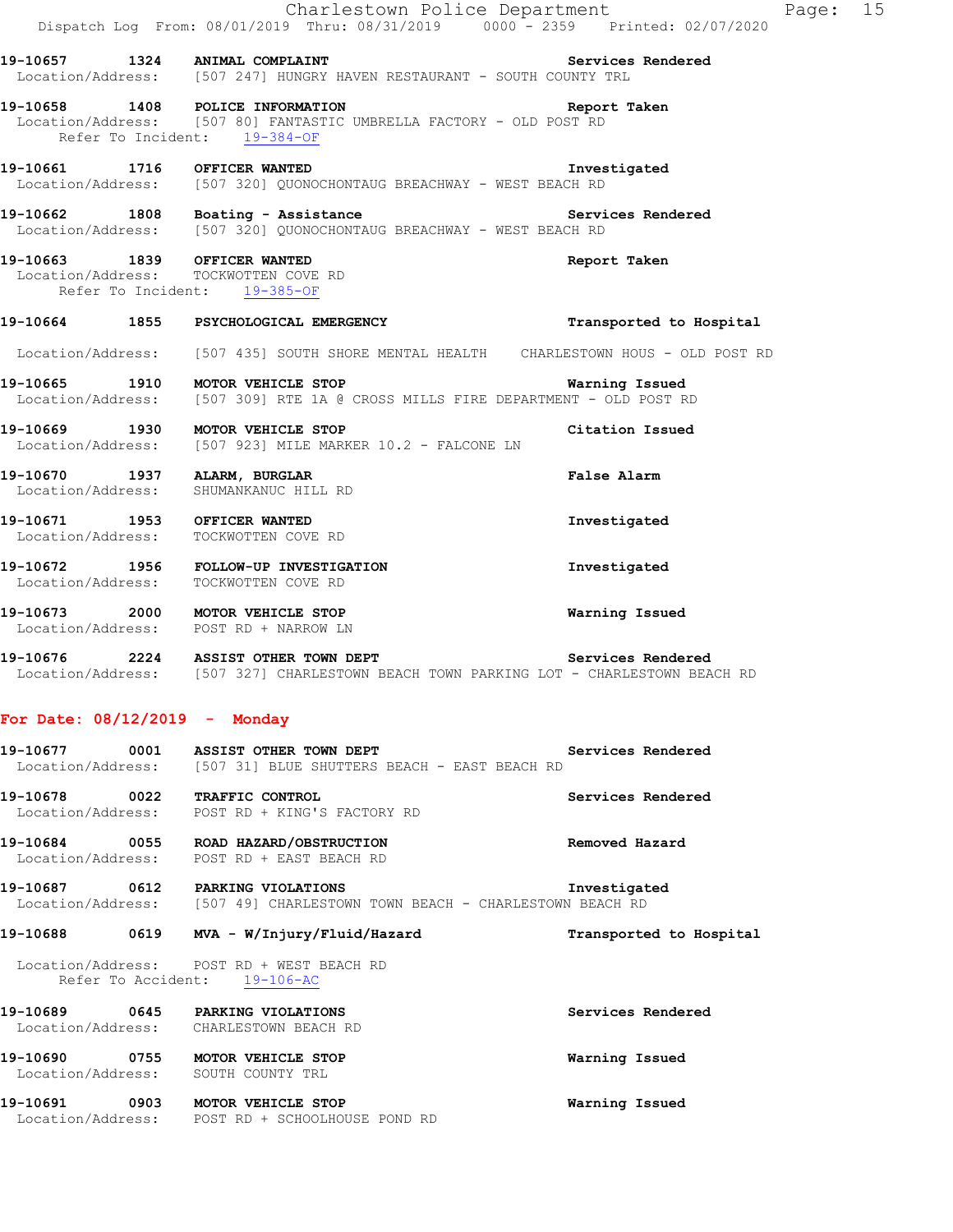19-10657 1324 **ANIMAL COMPLAINT** **Services Rendered**
Location/Address: [507 247] HUNGRY HAVEN RESTAURANT - SOUTH COUNTY TRL

19-10658 1408 **POLICE INFORMATION** **Report Taken**
Location/Address: [507 80] FANTASTIC UMBRELLA FACTORY - OLD POST RD
Refer To Incident: 19-384-OF

19-10661 1716 **OFFICER WANTED** **Investigated**
Location/Address: [507 320] QUONOCHONTAUG BREACHWAY - WEST BEACH RD

19-10662 1808 **Boating - Assistance** **Services Rendered**
Location/Address: [507 320] QUONOCHONTAUG BREACHWAY - WEST BEACH RD

19-10663 1839 **OFFICER WANTED** **Report Taken**
Location/Address: TOCKWOTTEN COVE RD
Refer To Incident: 19-385-OF

19-10664 1855 **PSYCHOLOGICAL EMERGENCY** **Transported to Hospital**
Location/Address: [507 435] SOUTH SHORE MENTAL HEALTH CHARLESTOWN HOUS - OLD POST RD

19-10665 1910 **MOTOR VEHICLE STOP** **Warning Issued**
Location/Address: [507 309] RTE 1A @ CROSS MILLS FIRE DEPARTMENT - OLD POST RD

19-10669 1930 **MOTOR VEHICLE STOP** **Citation Issued**
Location/Address: [507 923] MILE MARKER 10.2 - FALCONE LN

19-10670 1937 **ALARM, BURGLAR** **False Alarm**
Location/Address: SHUMANKANUC HILL RD

19-10671 1953 **OFFICER WANTED** **Investigated**
Location/Address: TOCKWOTTEN COVE RD

19-10672 1956 **FOLLOW-UP INVESTIGATION** **Investigated**
Location/Address: TOCKWOTTEN COVE RD

19-10673 2000 **MOTOR VEHICLE STOP** **Warning Issued**
Location/Address: POST RD + NARROW LN

19-10676 2224 **ASSIST OTHER TOWN DEPT** **Services Rendered**
Location/Address: [507 327] CHARLESTOWN BEACH TOWN PARKING LOT - CHARLESTOWN BEACH RD

## For Date: 08/12/2019 - Monday

19-10677 0001 **ASSIST OTHER TOWN DEPT** **Services Rendered**
Location/Address: [507 31] BLUE SHUTTERS BEACH - EAST BEACH RD

19-10678 0022 **TRAFFIC CONTROL** **Services Rendered**
Location/Address: POST RD + KING'S FACTORY RD

19-10684 0055 **ROAD HAZARD/OBSTRUCTION** **Removed Hazard**
Location/Address: POST RD + EAST BEACH RD

19-10687 0612 **PARKING VIOLATIONS** **Investigated**
Location/Address: [507 49] CHARLESTOWN TOWN BEACH - CHARLESTOWN BEACH RD

19-10688 0619 **MVA - W/Injury/Fluid/Hazard** **Transported to Hospital**
Location/Address: POST RD + WEST BEACH RD
Refer To Accident: 19-106-AC

19-10689 0645 **PARKING VIOLATIONS** **Services Rendered**
Location/Address: CHARLESTOWN BEACH RD

19-10690 0755 **MOTOR VEHICLE STOP** **Warning Issued**
Location/Address: SOUTH COUNTY TRL

19-10691 0903 **MOTOR VEHICLE STOP** **Warning Issued**
Location/Address: POST RD + SCHOOLHOUSE POND RD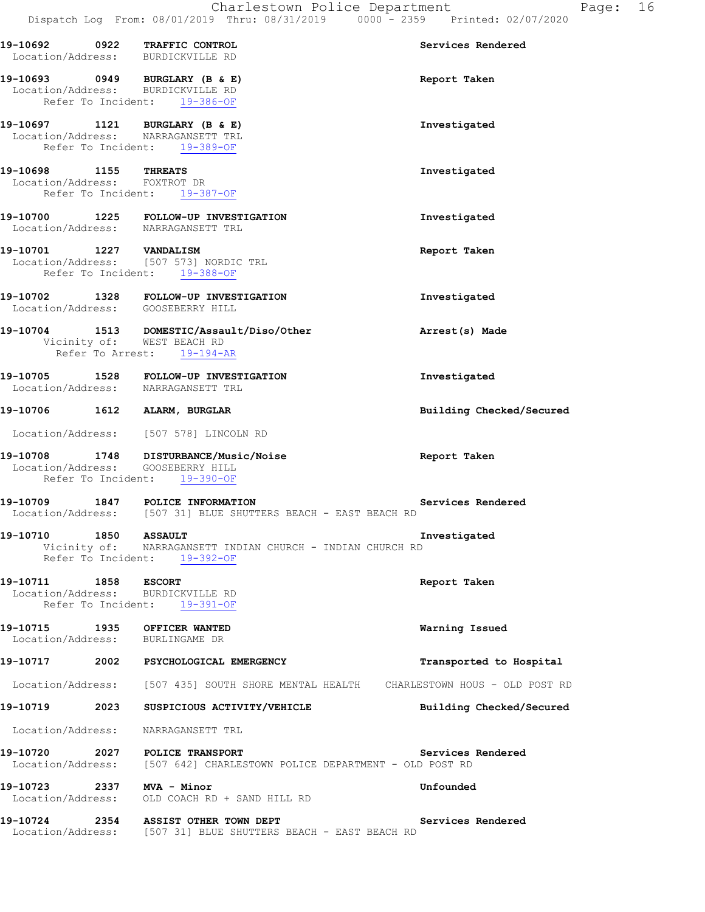19-10692 0922 **TRAFFIC CONTROL** — Services Rendered
Location/Address: BURDICKVILLE RD

19-10693 0949 **BURGLARY (B & E)** — Report Taken
Location/Address: BURDICKVILLE RD
Refer To Incident: 19-386-OF

19-10697 1121 **BURGLARY (B & E)** — Investigated
Location/Address: NARRAGANSETT TRL
Refer To Incident: 19-389-OF

19-10698 1155 **THREATS** — Investigated
Location/Address: FOXTROT DR
Refer To Incident: 19-387-OF

19-10700 1225 **FOLLOW-UP INVESTIGATION** — Investigated
Location/Address: NARRAGANSETT TRL

19-10701 1227 **VANDALISM** — Report Taken
Location/Address: [507 573] NORDIC TRL
Refer To Incident: 19-388-OF

19-10702 1328 **FOLLOW-UP INVESTIGATION** — Investigated
Location/Address: GOOSEBERRY HILL

19-10704 1513 **DOMESTIC/Assault/Diso/Other** — Arrest(s) Made
Vicinity of: WEST BEACH RD
Refer To Arrest: 19-194-AR

19-10705 1528 **FOLLOW-UP INVESTIGATION** — Investigated
Location/Address: NARRAGANSETT TRL

19-10706 1612 **ALARM, BURGLAR** — Building Checked/Secured
Location/Address: [507 578] LINCOLN RD

19-10708 1748 **DISTURBANCE/Music/Noise** — Report Taken
Location/Address: GOOSEBERRY HILL
Refer To Incident: 19-390-OF

19-10709 1847 **POLICE INFORMATION** — Services Rendered
Location/Address: [507 31] BLUE SHUTTERS BEACH - EAST BEACH RD

19-10710 1850 **ASSAULT** — Investigated
Vicinity of: NARRAGANSETT INDIAN CHURCH - INDIAN CHURCH RD
Refer To Incident: 19-392-OF

19-10711 1858 **ESCORT** — Report Taken
Location/Address: BURDICKVILLE RD
Refer To Incident: 19-391-OF

19-10715 1935 **OFFICER WANTED** — Warning Issued
Location/Address: BURLINGAME DR

19-10717 2002 **PSYCHOLOGICAL EMERGENCY** — Transported to Hospital
Location/Address: [507 435] SOUTH SHORE MENTAL HEALTH CHARLESTOWN HOUS - OLD POST RD

19-10719 2023 **SUSPICIOUS ACTIVITY/VEHICLE** — Building Checked/Secured
Location/Address: NARRAGANSETT TRL

19-10720 2027 **POLICE TRANSPORT** — Services Rendered
Location/Address: [507 642] CHARLESTOWN POLICE DEPARTMENT - OLD POST RD

19-10723 2337 **MVA - Minor** — Unfounded
Location/Address: OLD COACH RD + SAND HILL RD

19-10724 2354 **ASSIST OTHER TOWN DEPT** — Services Rendered
Location/Address: [507 31] BLUE SHUTTERS BEACH - EAST BEACH RD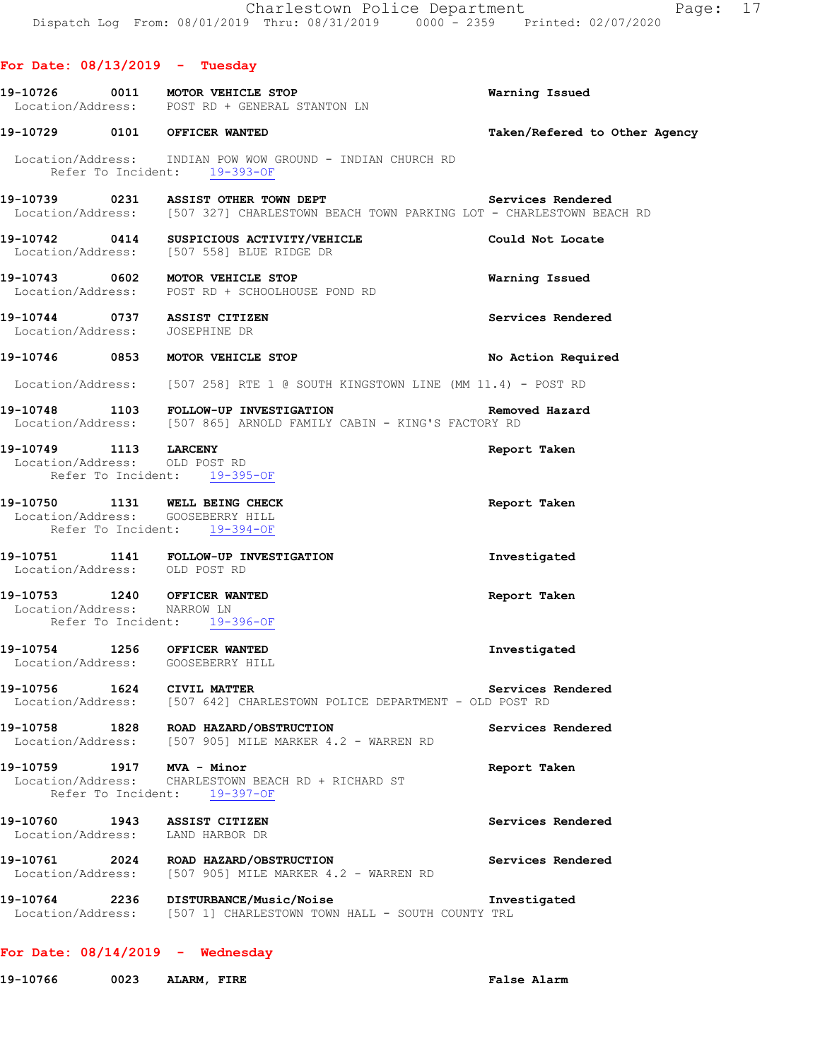## For Date: 08/13/2019 - Tuesday

**19-10726 0011 MOTOR VEHICLE STOP** — Warning Issued
Location/Address: POST RD + GENERAL STANTON LN

**19-10729 0101 OFFICER WANTED** — Taken/Refered to Other Agency
Location/Address: INDIAN POW WOW GROUND - INDIAN CHURCH RD
Refer To Incident: 19-393-OF

**19-10739 0231 ASSIST OTHER TOWN DEPT** — Services Rendered
Location/Address: [507 327] CHARLESTOWN BEACH TOWN PARKING LOT - CHARLESTOWN BEACH RD

**19-10742 0414 SUSPICIOUS ACTIVITY/VEHICLE** — Could Not Locate
Location/Address: [507 558] BLUE RIDGE DR

**19-10743 0602 MOTOR VEHICLE STOP** — Warning Issued
Location/Address: POST RD + SCHOOLHOUSE POND RD

**19-10744 0737 ASSIST CITIZEN** — Services Rendered
Location/Address: JOSEPHINE DR

**19-10746 0853 MOTOR VEHICLE STOP** — No Action Required
Location/Address: [507 258] RTE 1 @ SOUTH KINGSTOWN LINE (MM 11.4) - POST RD

**19-10748 1103 FOLLOW-UP INVESTIGATION** — Removed Hazard
Location/Address: [507 865] ARNOLD FAMILY CABIN - KING'S FACTORY RD

**19-10749 1113 LARCENY** — Report Taken
Location/Address: OLD POST RD
Refer To Incident: 19-395-OF

**19-10750 1131 WELL BEING CHECK** — Report Taken
Location/Address: GOOSEBERRY HILL
Refer To Incident: 19-394-OF

**19-10751 1141 FOLLOW-UP INVESTIGATION** — Investigated
Location/Address: OLD POST RD

**19-10753 1240 OFFICER WANTED** — Report Taken
Location/Address: NARROW LN
Refer To Incident: 19-396-OF

**19-10754 1256 OFFICER WANTED** — Investigated
Location/Address: GOOSEBERRY HILL

**19-10756 1624 CIVIL MATTER** — Services Rendered
Location/Address: [507 642] CHARLESTOWN POLICE DEPARTMENT - OLD POST RD

**19-10758 1828 ROAD HAZARD/OBSTRUCTION** — Services Rendered
Location/Address: [507 905] MILE MARKER 4.2 - WARREN RD

**19-10759 1917 MVA - Minor** — Report Taken
Location/Address: CHARLESTOWN BEACH RD + RICHARD ST
Refer To Incident: 19-397-OF

**19-10760 1943 ASSIST CITIZEN** — Services Rendered
Location/Address: LAND HARBOR DR

**19-10761 2024 ROAD HAZARD/OBSTRUCTION** — Services Rendered
Location/Address: [507 905] MILE MARKER 4.2 - WARREN RD

**19-10764 2236 DISTURBANCE/Music/Noise** — Investigated
Location/Address: [507 1] CHARLESTOWN TOWN HALL - SOUTH COUNTY TRL

## For Date: 08/14/2019 - Wednesday

**19-10766 0023 ALARM, FIRE** — False Alarm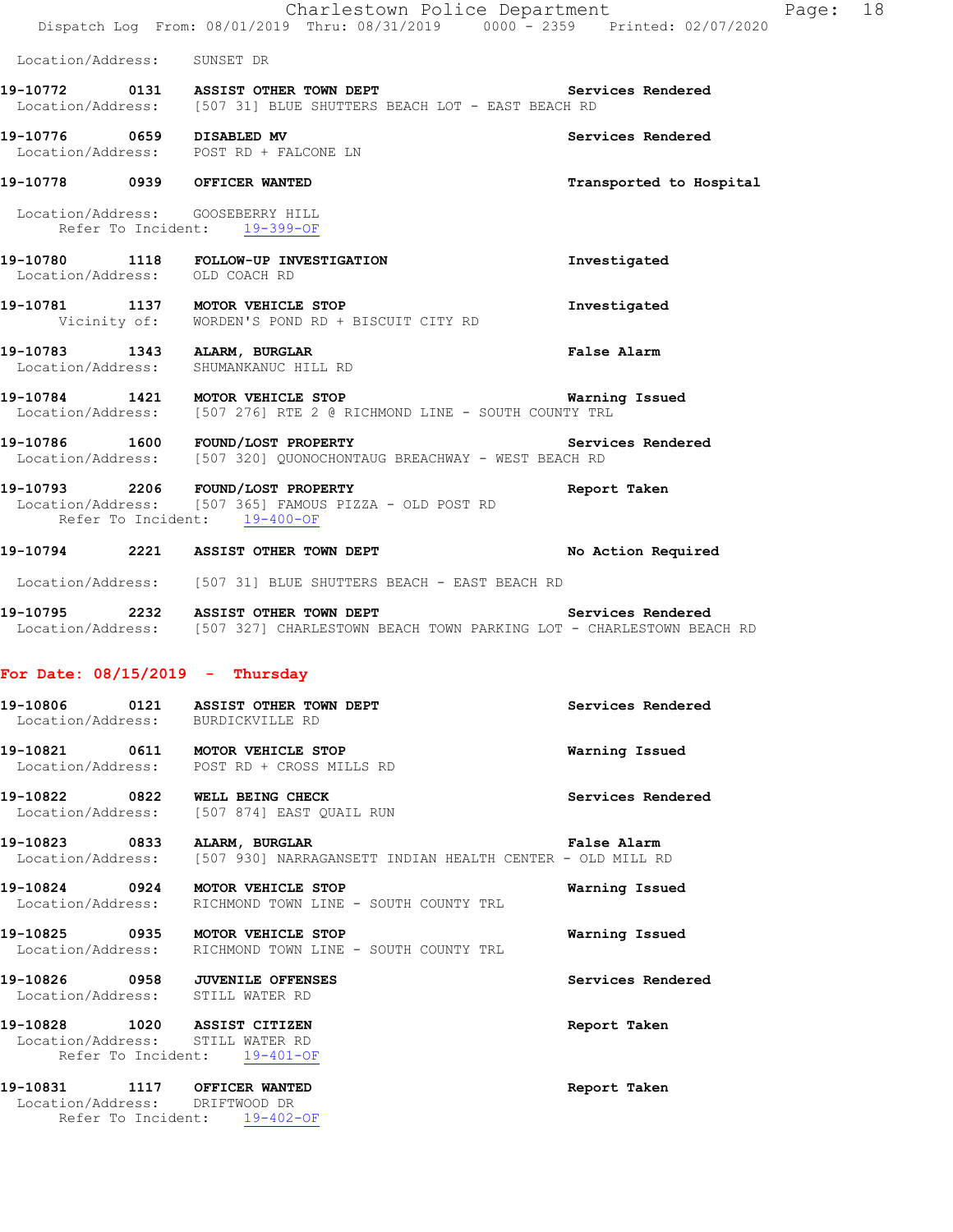Location/Address: SUNSET DR

**19-10772 0131 ASSIST OTHER TOWN DEPT** — Services Rendered
Location/Address: [507 31] BLUE SHUTTERS BEACH LOT - EAST BEACH RD

**19-10776 0659 DISABLED MV** — Services Rendered
Location/Address: POST RD + FALCONE LN

**19-10778 0939 OFFICER WANTED** — Transported to Hospital
Location/Address: GOOSEBERRY HILL
Refer To Incident: 19-399-OF

**19-10780 1118 FOLLOW-UP INVESTIGATION** — Investigated
Location/Address: OLD COACH RD

**19-10781 1137 MOTOR VEHICLE STOP** — Investigated
Vicinity of: WORDEN'S POND RD + BISCUIT CITY RD

**19-10783 1343 ALARM, BURGLAR** — False Alarm
Location/Address: SHUMANKANUC HILL RD

**19-10784 1421 MOTOR VEHICLE STOP** — Warning Issued
Location/Address: [507 276] RTE 2 @ RICHMOND LINE - SOUTH COUNTY TRL

**19-10786 1600 FOUND/LOST PROPERTY** — Services Rendered
Location/Address: [507 320] QUONOCHONTAUG BREACHWAY - WEST BEACH RD

**19-10793 2206 FOUND/LOST PROPERTY** — Report Taken
Location/Address: [507 365] FAMOUS PIZZA - OLD POST RD
Refer To Incident: 19-400-OF

**19-10794 2221 ASSIST OTHER TOWN DEPT** — No Action Required
Location/Address: [507 31] BLUE SHUTTERS BEACH - EAST BEACH RD

**19-10795 2232 ASSIST OTHER TOWN DEPT** — Services Rendered
Location/Address: [507 327] CHARLESTOWN BEACH TOWN PARKING LOT - CHARLESTOWN BEACH RD

## For Date: 08/15/2019 - Thursday

**19-10806 0121 ASSIST OTHER TOWN DEPT** — Services Rendered
Location/Address: BURDICKVILLE RD

**19-10821 0611 MOTOR VEHICLE STOP** — Warning Issued
Location/Address: POST RD + CROSS MILLS RD

**19-10822 0822 WELL BEING CHECK** — Services Rendered
Location/Address: [507 874] EAST QUAIL RUN

**19-10823 0833 ALARM, BURGLAR** — False Alarm
Location/Address: [507 930] NARRAGANSETT INDIAN HEALTH CENTER - OLD MILL RD

**19-10824 0924 MOTOR VEHICLE STOP** — Warning Issued
Location/Address: RICHMOND TOWN LINE - SOUTH COUNTY TRL

**19-10825 0935 MOTOR VEHICLE STOP** — Warning Issued
Location/Address: RICHMOND TOWN LINE - SOUTH COUNTY TRL

**19-10826 0958 JUVENILE OFFENSES** — Services Rendered
Location/Address: STILL WATER RD

**19-10828 1020 ASSIST CITIZEN** — Report Taken
Location/Address: STILL WATER RD
Refer To Incident: 19-401-OF

**19-10831 1117 OFFICER WANTED** — Report Taken
Location/Address: DRIFTWOOD DR
Refer To Incident: 19-402-OF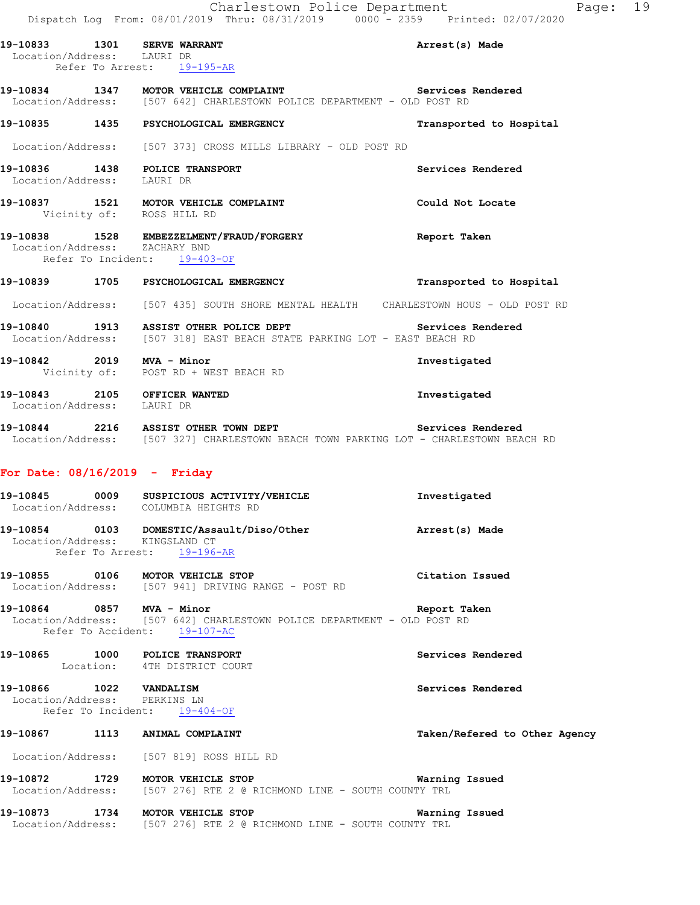19-10833 1301 **SERVE WARRANT** — **Arrest(s) Made**
Location/Address: LAURI DR
Refer To Arrest: 19-195-AR

19-10834 1347 **MOTOR VEHICLE COMPLAINT** — **Services Rendered**
Location/Address: [507 642] CHARLESTOWN POLICE DEPARTMENT - OLD POST RD

19-10835 1435 **PSYCHOLOGICAL EMERGENCY** — **Transported to Hospital**
Location/Address: [507 373] CROSS MILLS LIBRARY - OLD POST RD

19-10836 1438 **POLICE TRANSPORT** — **Services Rendered**
Location/Address: LAURI DR

19-10837 1521 **MOTOR VEHICLE COMPLAINT** — **Could Not Locate**
Vicinity of: ROSS HILL RD

19-10838 1528 **EMBEZZELMENT/FRAUD/FORGERY** — **Report Taken**
Location/Address: ZACHARY BND
Refer To Incident: 19-403-OF

19-10839 1705 **PSYCHOLOGICAL EMERGENCY** — **Transported to Hospital**
Location/Address: [507 435] SOUTH SHORE MENTAL HEALTH CHARLESTOWN HOUS - OLD POST RD

19-10840 1913 **ASSIST OTHER POLICE DEPT** — **Services Rendered**
Location/Address: [507 318] EAST BEACH STATE PARKING LOT - EAST BEACH RD

19-10842 2019 **MVA - Minor** — **Investigated**
Vicinity of: POST RD + WEST BEACH RD

19-10843 2105 **OFFICER WANTED** — **Investigated**
Location/Address: LAURI DR

19-10844 2216 **ASSIST OTHER TOWN DEPT** — **Services Rendered**
Location/Address: [507 327] CHARLESTOWN BEACH TOWN PARKING LOT - CHARLESTOWN BEACH RD

## For Date: 08/16/2019 - Friday

19-10845 0009 **SUSPICIOUS ACTIVITY/VEHICLE** — **Investigated**
Location/Address: COLUMBIA HEIGHTS RD

19-10854 0103 **DOMESTIC/Assault/Diso/Other** — **Arrest(s) Made**
Location/Address: KINGSLAND CT
Refer To Arrest: 19-196-AR

19-10855 0106 **MOTOR VEHICLE STOP** — **Citation Issued**
Location/Address: [507 941] DRIVING RANGE - POST RD

19-10864 0857 **MVA - Minor** — **Report Taken**
Location/Address: [507 642] CHARLESTOWN POLICE DEPARTMENT - OLD POST RD
Refer To Accident: 19-107-AC

19-10865 1000 **POLICE TRANSPORT** — **Services Rendered**
Location: 4TH DISTRICT COURT

19-10866 1022 **VANDALISM** — **Services Rendered**
Location/Address: PERKINS LN
Refer To Incident: 19-404-OF

19-10867 1113 **ANIMAL COMPLAINT** — **Taken/Refered to Other Agency**
Location/Address: [507 819] ROSS HILL RD

19-10872 1729 **MOTOR VEHICLE STOP** — **Warning Issued**
Location/Address: [507 276] RTE 2 @ RICHMOND LINE - SOUTH COUNTY TRL

19-10873 1734 **MOTOR VEHICLE STOP** — **Warning Issued**
Location/Address: [507 276] RTE 2 @ RICHMOND LINE - SOUTH COUNTY TRL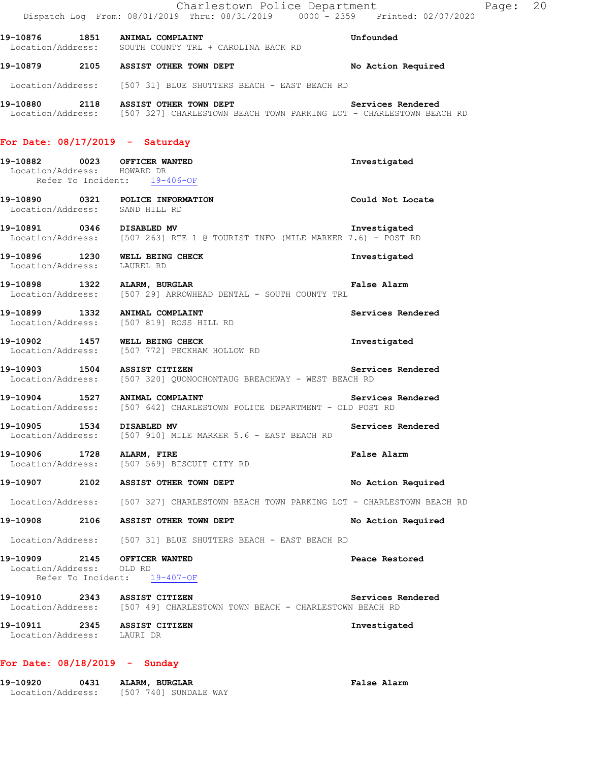**19-10876 1851 ANIMAL COMPLAINT** — Unfounded
Location/Address: SOUTH COUNTY TRL + CAROLINA BACK RD

**19-10879 2105 ASSIST OTHER TOWN DEPT** — No Action Required
Location/Address: [507 31] BLUE SHUTTERS BEACH - EAST BEACH RD

**19-10880 2118 ASSIST OTHER TOWN DEPT** — Services Rendered
Location/Address: [507 327] CHARLESTOWN BEACH TOWN PARKING LOT - CHARLESTOWN BEACH RD

## For Date: 08/17/2019 - Saturday

**19-10882 0023 OFFICER WANTED** — Investigated
Location/Address: HOWARD DR
Refer To Incident: 19-406-OF

**19-10890 0321 POLICE INFORMATION** — Could Not Locate
Location/Address: SAND HILL RD

**19-10891 0346 DISABLED MV** — Investigated
Location/Address: [507 263] RTE 1 @ TOURIST INFO (MILE MARKER 7.6) - POST RD

**19-10896 1230 WELL BEING CHECK** — Investigated
Location/Address: LAUREL RD

**19-10898 1322 ALARM, BURGLAR** — False Alarm
Location/Address: [507 29] ARROWHEAD DENTAL - SOUTH COUNTY TRL

**19-10899 1332 ANIMAL COMPLAINT** — Services Rendered
Location/Address: [507 819] ROSS HILL RD

**19-10902 1457 WELL BEING CHECK** — Investigated
Location/Address: [507 772] PECKHAM HOLLOW RD

**19-10903 1504 ASSIST CITIZEN** — Services Rendered
Location/Address: [507 320] QUONOCHONTAUG BREACHWAY - WEST BEACH RD

**19-10904 1527 ANIMAL COMPLAINT** — Services Rendered
Location/Address: [507 642] CHARLESTOWN POLICE DEPARTMENT - OLD POST RD

**19-10905 1534 DISABLED MV** — Services Rendered
Location/Address: [507 910] MILE MARKER 5.6 - EAST BEACH RD

**19-10906 1728 ALARM, FIRE** — False Alarm
Location/Address: [507 569] BISCUIT CITY RD

**19-10907 2102 ASSIST OTHER TOWN DEPT** — No Action Required
Location/Address: [507 327] CHARLESTOWN BEACH TOWN PARKING LOT - CHARLESTOWN BEACH RD

**19-10908 2106 ASSIST OTHER TOWN DEPT** — No Action Required
Location/Address: [507 31] BLUE SHUTTERS BEACH - EAST BEACH RD

**19-10909 2145 OFFICER WANTED** — Peace Restored
Location/Address: OLD RD
Refer To Incident: 19-407-OF

**19-10910 2343 ASSIST CITIZEN** — Services Rendered
Location/Address: [507 49] CHARLESTOWN TOWN BEACH - CHARLESTOWN BEACH RD

**19-10911 2345 ASSIST CITIZEN** — Investigated
Location/Address: LAURI DR

## For Date: 08/18/2019 - Sunday

**19-10920 0431 ALARM, BURGLAR** — False Alarm
Location/Address: [507 740] SUNDALE WAY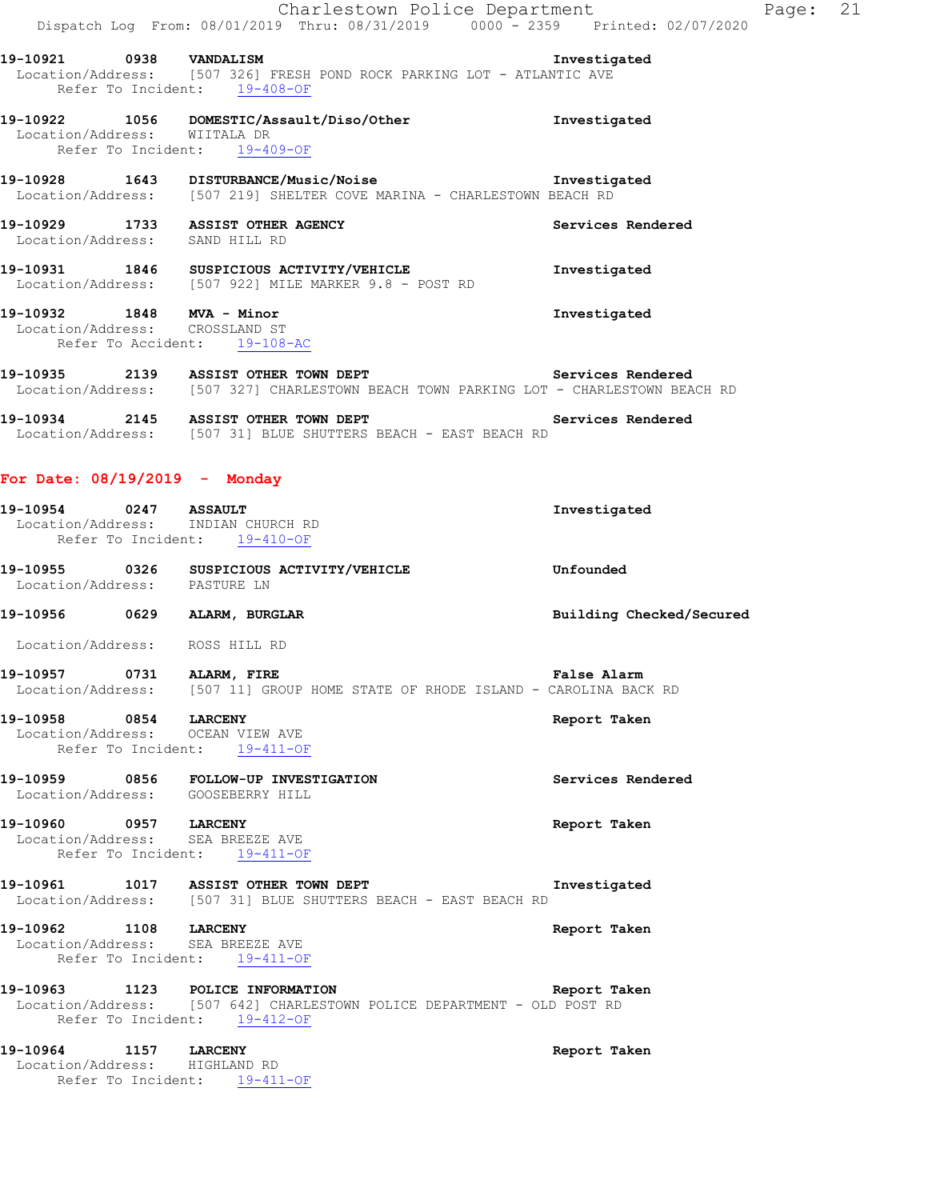**19-10921 0938 VANDALISM** Investigated
Location/Address: [507 326] FRESH POND ROCK PARKING LOT - ATLANTIC AVE
Refer To Incident: 19-408-OF

**19-10922 1056 DOMESTIC/Assault/Diso/Other** Investigated
Location/Address: WIITALA DR
Refer To Incident: 19-409-OF

**19-10928 1643 DISTURBANCE/Music/Noise** Investigated
Location/Address: [507 219] SHELTER COVE MARINA - CHARLESTOWN BEACH RD

**19-10929 1733 ASSIST OTHER AGENCY** Services Rendered
Location/Address: SAND HILL RD

**19-10931 1846 SUSPICIOUS ACTIVITY/VEHICLE** Investigated
Location/Address: [507 922] MILE MARKER 9.8 - POST RD

**19-10932 1848 MVA - Minor** Investigated
Location/Address: CROSSLAND ST
Refer To Accident: 19-108-AC

**19-10935 2139 ASSIST OTHER TOWN DEPT** Services Rendered
Location/Address: [507 327] CHARLESTOWN BEACH TOWN PARKING LOT - CHARLESTOWN BEACH RD

**19-10934 2145 ASSIST OTHER TOWN DEPT** Services Rendered
Location/Address: [507 31] BLUE SHUTTERS BEACH - EAST BEACH RD

## For Date: 08/19/2019 - Monday

**19-10954 0247 ASSAULT** Investigated
Location/Address: INDIAN CHURCH RD
Refer To Incident: 19-410-OF

**19-10955 0326 SUSPICIOUS ACTIVITY/VEHICLE** Unfounded
Location/Address: PASTURE LN

**19-10956 0629 ALARM, BURGLAR** Building Checked/Secured
Location/Address: ROSS HILL RD

**19-10957 0731 ALARM, FIRE** False Alarm
Location/Address: [507 11] GROUP HOME STATE OF RHODE ISLAND - CAROLINA BACK RD

**19-10958 0854 LARCENY** Report Taken
Location/Address: OCEAN VIEW AVE
Refer To Incident: 19-411-OF

**19-10959 0856 FOLLOW-UP INVESTIGATION** Services Rendered
Location/Address: GOOSEBERRY HILL

**19-10960 0957 LARCENY** Report Taken
Location/Address: SEA BREEZE AVE
Refer To Incident: 19-411-OF

**19-10961 1017 ASSIST OTHER TOWN DEPT** Investigated
Location/Address: [507 31] BLUE SHUTTERS BEACH - EAST BEACH RD

**19-10962 1108 LARCENY** Report Taken
Location/Address: SEA BREEZE AVE
Refer To Incident: 19-411-OF

**19-10963 1123 POLICE INFORMATION** Report Taken
Location/Address: [507 642] CHARLESTOWN POLICE DEPARTMENT - OLD POST RD
Refer To Incident: 19-412-OF

**19-10964 1157 LARCENY** Report Taken
Location/Address: HIGHLAND RD
Refer To Incident: 19-411-OF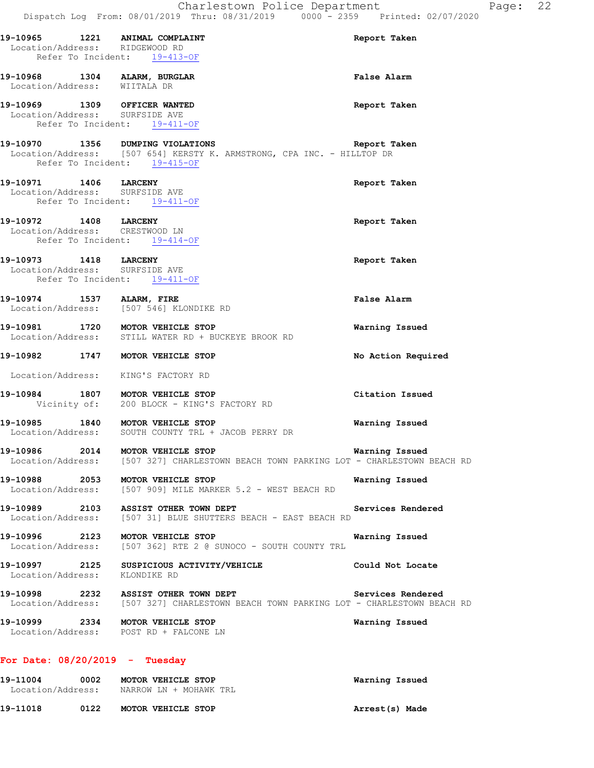19-10965 1221 **ANIMAL COMPLAINT** Report Taken
Location/Address: RIDGEWOOD RD
Refer To Incident: 19-413-OF

19-10968 1304 **ALARM, BURGLAR** False Alarm
Location/Address: WIITALA DR

19-10969 1309 **OFFICER WANTED** Report Taken
Location/Address: SURFSIDE AVE
Refer To Incident: 19-411-OF

19-10970 1356 **DUMPING VIOLATIONS** Report Taken
Location/Address: [507 654] KERSTY K. ARMSTRONG, CPA INC. - HILLTOP DR
Refer To Incident: 19-415-OF

19-10971 1406 **LARCENY** Report Taken
Location/Address: SURFSIDE AVE
Refer To Incident: 19-411-OF

19-10972 1408 **LARCENY** Report Taken
Location/Address: CRESTWOOD LN
Refer To Incident: 19-414-OF

19-10973 1418 **LARCENY** Report Taken
Location/Address: SURFSIDE AVE
Refer To Incident: 19-411-OF

19-10974 1537 **ALARM, FIRE** False Alarm
Location/Address: [507 546] KLONDIKE RD

19-10981 1720 **MOTOR VEHICLE STOP** Warning Issued
Location/Address: STILL WATER RD + BUCKEYE BROOK RD

19-10982 1747 **MOTOR VEHICLE STOP** No Action Required
Location/Address: KING'S FACTORY RD

19-10984 1807 **MOTOR VEHICLE STOP** Citation Issued
Vicinity of: 200 BLOCK - KING'S FACTORY RD

19-10985 1840 **MOTOR VEHICLE STOP** Warning Issued
Location/Address: SOUTH COUNTY TRL + JACOB PERRY DR

19-10986 2014 **MOTOR VEHICLE STOP** Warning Issued
Location/Address: [507 327] CHARLESTOWN BEACH TOWN PARKING LOT - CHARLESTOWN BEACH RD

19-10988 2053 **MOTOR VEHICLE STOP** Warning Issued
Location/Address: [507 909] MILE MARKER 5.2 - WEST BEACH RD

19-10989 2103 **ASSIST OTHER TOWN DEPT** Services Rendered
Location/Address: [507 31] BLUE SHUTTERS BEACH - EAST BEACH RD

19-10996 2123 **MOTOR VEHICLE STOP** Warning Issued
Location/Address: [507 362] RTE 2 @ SUNOCO - SOUTH COUNTY TRL

19-10997 2125 **SUSPICIOUS ACTIVITY/VEHICLE** Could Not Locate
Location/Address: KLONDIKE RD

19-10998 2232 **ASSIST OTHER TOWN DEPT** Services Rendered
Location/Address: [507 327] CHARLESTOWN BEACH TOWN PARKING LOT - CHARLESTOWN BEACH RD

19-10999 2334 **MOTOR VEHICLE STOP** Warning Issued
Location/Address: POST RD + FALCONE LN

## For Date: 08/20/2019 - Tuesday

19-11004 0002 **MOTOR VEHICLE STOP** Warning Issued
Location/Address: NARROW LN + MOHAWK TRL

19-11018 0122 **MOTOR VEHICLE STOP** Arrest(s) Made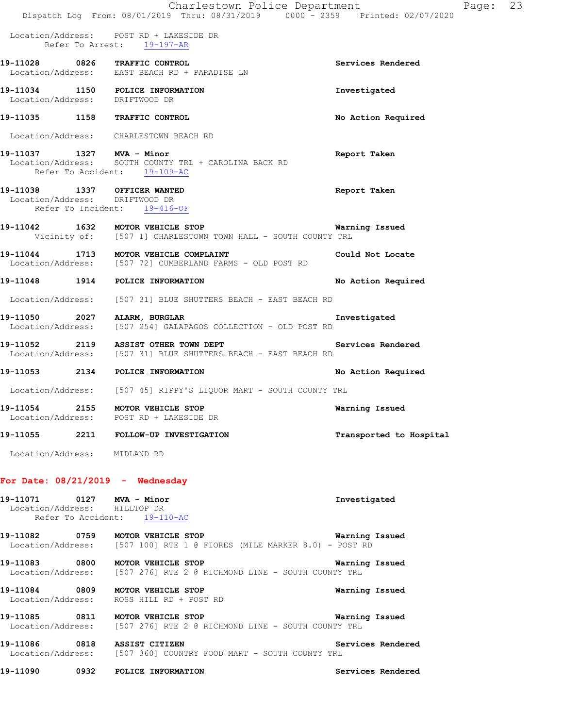Location/Address: POST RD + LAKESIDE DR
Refer To Arrest: 19-197-AR

**19-11028 0826 TRAFFIC CONTROL** Services Rendered
Location/Address: EAST BEACH RD + PARADISE LN

**19-11034 1150 POLICE INFORMATION** Investigated
Location/Address: DRIFTWOOD DR

**19-11035 1158 TRAFFIC CONTROL** No Action Required
Location/Address: CHARLESTOWN BEACH RD

**19-11037 1327 MVA - Minor** Report Taken
Location/Address: SOUTH COUNTY TRL + CAROLINA BACK RD
Refer To Accident: 19-109-AC

**19-11038 1337 OFFICER WANTED** Report Taken
Location/Address: DRIFTWOOD DR
Refer To Incident: 19-416-OF

**19-11042 1632 MOTOR VEHICLE STOP** Warning Issued
Vicinity of: [507 1] CHARLESTOWN TOWN HALL - SOUTH COUNTY TRL

**19-11044 1713 MOTOR VEHICLE COMPLAINT** Could Not Locate
Location/Address: [507 72] CUMBERLAND FARMS - OLD POST RD

**19-11048 1914 POLICE INFORMATION** No Action Required
Location/Address: [507 31] BLUE SHUTTERS BEACH - EAST BEACH RD

**19-11050 2027 ALARM, BURGLAR** Investigated
Location/Address: [507 254] GALAPAGOS COLLECTION - OLD POST RD

**19-11052 2119 ASSIST OTHER TOWN DEPT** Services Rendered
Location/Address: [507 31] BLUE SHUTTERS BEACH - EAST BEACH RD

**19-11053 2134 POLICE INFORMATION** No Action Required
Location/Address: [507 45] RIPPY'S LIQUOR MART - SOUTH COUNTY TRL

**19-11054 2155 MOTOR VEHICLE STOP** Warning Issued
Location/Address: POST RD + LAKESIDE DR

**19-11055 2211 FOLLOW-UP INVESTIGATION** Transported to Hospital
Location/Address: MIDLAND RD

## For Date: 08/21/2019 - Wednesday

**19-11071 0127 MVA - Minor** Investigated
Location/Address: HILLTOP DR
Refer To Accident: 19-110-AC

**19-11082 0759 MOTOR VEHICLE STOP** Warning Issued
Location/Address: [507 100] RTE 1 @ FIORES (MILE MARKER 8.0) - POST RD

**19-11083 0800 MOTOR VEHICLE STOP** Warning Issued
Location/Address: [507 276] RTE 2 @ RICHMOND LINE - SOUTH COUNTY TRL

**19-11084 0809 MOTOR VEHICLE STOP** Warning Issued
Location/Address: ROSS HILL RD + POST RD

**19-11085 0811 MOTOR VEHICLE STOP** Warning Issued
Location/Address: [507 276] RTE 2 @ RICHMOND LINE - SOUTH COUNTY TRL

**19-11086 0818 ASSIST CITIZEN** Services Rendered
Location/Address: [507 360] COUNTRY FOOD MART - SOUTH COUNTY TRL

**19-11090 0932 POLICE INFORMATION** Services Rendered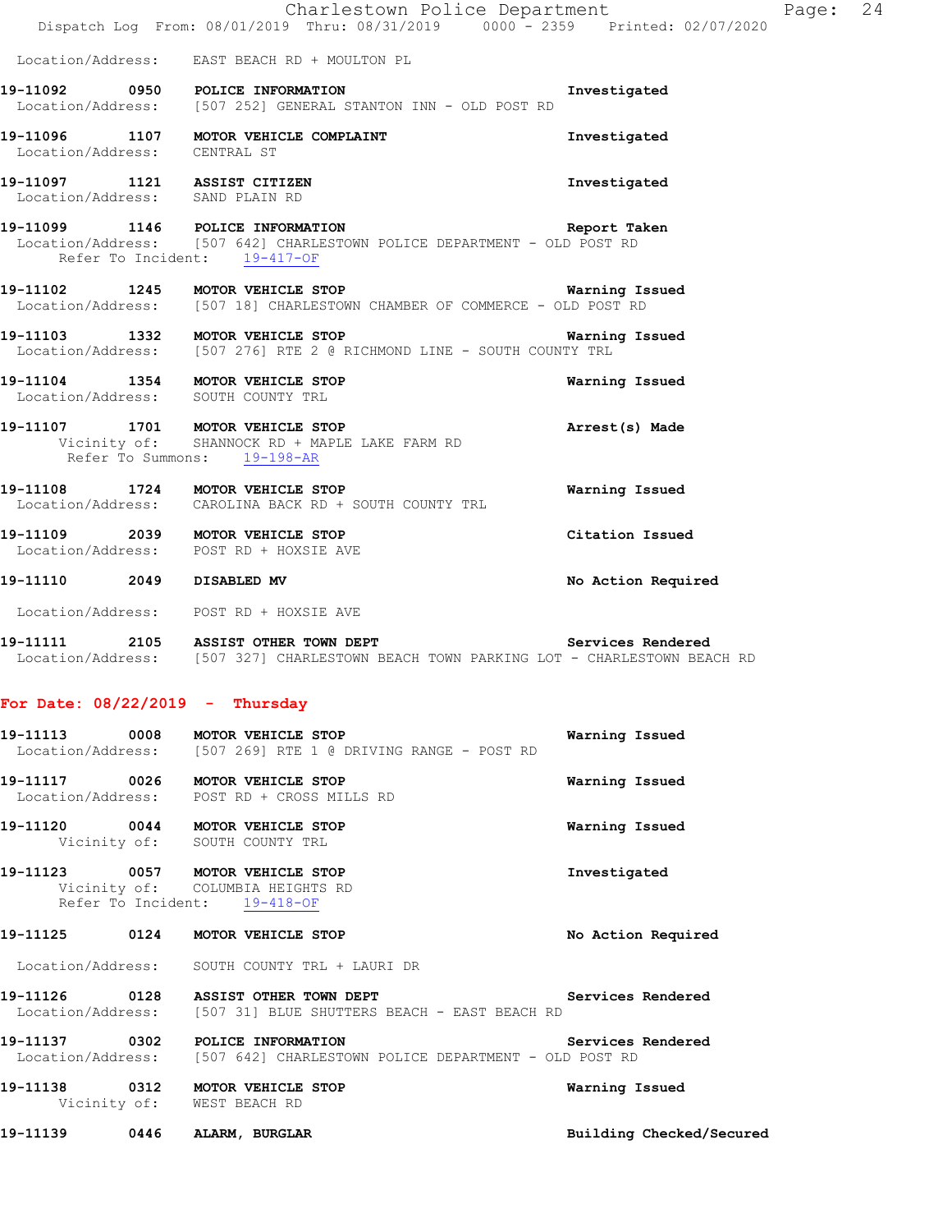Location/Address: EAST BEACH RD + MOULTON PL

**19-11092 0950 POLICE INFORMATION** Investigated
Location/Address: [507 252] GENERAL STANTON INN - OLD POST RD

**19-11096 1107 MOTOR VEHICLE COMPLAINT** Investigated
Location/Address: CENTRAL ST

**19-11097 1121 ASSIST CITIZEN** Investigated
Location/Address: SAND PLAIN RD

**19-11099 1146 POLICE INFORMATION** Report Taken
Location/Address: [507 642] CHARLESTOWN POLICE DEPARTMENT - OLD POST RD
Refer To Incident: 19-417-OF

**19-11102 1245 MOTOR VEHICLE STOP** Warning Issued
Location/Address: [507 18] CHARLESTOWN CHAMBER OF COMMERCE - OLD POST RD

**19-11103 1332 MOTOR VEHICLE STOP** Warning Issued
Location/Address: [507 276] RTE 2 @ RICHMOND LINE - SOUTH COUNTY TRL

**19-11104 1354 MOTOR VEHICLE STOP** Warning Issued
Location/Address: SOUTH COUNTY TRL

**19-11107 1701 MOTOR VEHICLE STOP** Arrest(s) Made
Vicinity of: SHANNOCK RD + MAPLE LAKE FARM RD
Refer To Summons: 19-198-AR

**19-11108 1724 MOTOR VEHICLE STOP** Warning Issued
Location/Address: CAROLINA BACK RD + SOUTH COUNTY TRL

**19-11109 2039 MOTOR VEHICLE STOP** Citation Issued
Location/Address: POST RD + HOXSIE AVE

**19-11110 2049 DISABLED MV** No Action Required
Location/Address: POST RD + HOXSIE AVE

**19-11111 2105 ASSIST OTHER TOWN DEPT** Services Rendered
Location/Address: [507 327] CHARLESTOWN BEACH TOWN PARKING LOT - CHARLESTOWN BEACH RD

## For Date: 08/22/2019 - Thursday

**19-11113 0008 MOTOR VEHICLE STOP** Warning Issued
Location/Address: [507 269] RTE 1 @ DRIVING RANGE - POST RD

**19-11117 0026 MOTOR VEHICLE STOP** Warning Issued
Location/Address: POST RD + CROSS MILLS RD

**19-11120 0044 MOTOR VEHICLE STOP** Warning Issued
Vicinity of: SOUTH COUNTY TRL

**19-11123 0057 MOTOR VEHICLE STOP** Investigated
Vicinity of: COLUMBIA HEIGHTS RD
Refer To Incident: 19-418-OF

**19-11125 0124 MOTOR VEHICLE STOP** No Action Required
Location/Address: SOUTH COUNTY TRL + LAURI DR

**19-11126 0128 ASSIST OTHER TOWN DEPT** Services Rendered
Location/Address: [507 31] BLUE SHUTTERS BEACH - EAST BEACH RD

**19-11137 0302 POLICE INFORMATION** Services Rendered
Location/Address: [507 642] CHARLESTOWN POLICE DEPARTMENT - OLD POST RD

**19-11138 0312 MOTOR VEHICLE STOP** Warning Issued
Vicinity of: WEST BEACH RD

**19-11139 0446 ALARM, BURGLAR** Building Checked/Secured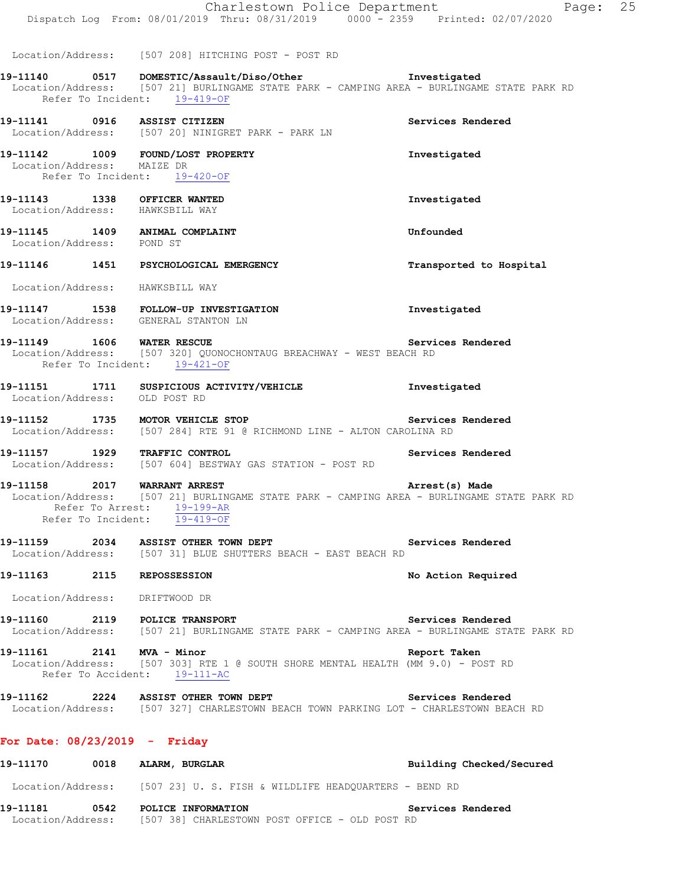Location/Address: [507 208] HITCHING POST - POST RD

**19-11140 0517 DOMESTIC/Assault/Diso/Other** — **Investigated**
Location/Address: [507 21] BURLINGAME STATE PARK - CAMPING AREA - BURLINGAME STATE PARK RD
Refer To Incident: 19-419-OF

**19-11141 0916 ASSIST CITIZEN** — **Services Rendered**
Location/Address: [507 20] NINIGRET PARK - PARK LN

**19-11142 1009 FOUND/LOST PROPERTY** — **Investigated**
Location/Address: MAIZE DR
Refer To Incident: 19-420-OF

**19-11143 1338 OFFICER WANTED** — **Investigated**
Location/Address: HAWKSBILL WAY

**19-11145 1409 ANIMAL COMPLAINT** — **Unfounded**
Location/Address: POND ST

**19-11146 1451 PSYCHOLOGICAL EMERGENCY** — **Transported to Hospital**
Location/Address: HAWKSBILL WAY

**19-11147 1538 FOLLOW-UP INVESTIGATION** — **Investigated**
Location/Address: GENERAL STANTON LN

**19-11149 1606 WATER RESCUE** — **Services Rendered**
Location/Address: [507 320] QUONOCHONTAUG BREACHWAY - WEST BEACH RD
Refer To Incident: 19-421-OF

**19-11151 1711 SUSPICIOUS ACTIVITY/VEHICLE** — **Investigated**
Location/Address: OLD POST RD

**19-11152 1735 MOTOR VEHICLE STOP** — **Services Rendered**
Location/Address: [507 284] RTE 91 @ RICHMOND LINE - ALTON CAROLINA RD

**19-11157 1929 TRAFFIC CONTROL** — **Services Rendered**
Location/Address: [507 604] BESTWAY GAS STATION - POST RD

**19-11158 2017 WARRANT ARREST** — **Arrest(s) Made**
Location/Address: [507 21] BURLINGAME STATE PARK - CAMPING AREA - BURLINGAME STATE PARK RD
Refer To Arrest: 19-199-AR
Refer To Incident: 19-419-OF

**19-11159 2034 ASSIST OTHER TOWN DEPT** — **Services Rendered**
Location/Address: [507 31] BLUE SHUTTERS BEACH - EAST BEACH RD

**19-11163 2115 REPOSSESSION** — **No Action Required**
Location/Address: DRIFTWOOD DR

**19-11160 2119 POLICE TRANSPORT** — **Services Rendered**
Location/Address: [507 21] BURLINGAME STATE PARK - CAMPING AREA - BURLINGAME STATE PARK RD

**19-11161 2141 MVA - Minor** — **Report Taken**
Location/Address: [507 303] RTE 1 @ SOUTH SHORE MENTAL HEALTH (MM 9.0) - POST RD
Refer To Accident: 19-111-AC

**19-11162 2224 ASSIST OTHER TOWN DEPT** — **Services Rendered**
Location/Address: [507 327] CHARLESTOWN BEACH TOWN PARKING LOT - CHARLESTOWN BEACH RD

## For Date: 08/23/2019 - Friday

**19-11170 0018 ALARM, BURGLAR** — **Building Checked/Secured**
Location/Address: [507 23] U. S. FISH & WILDLIFE HEADQUARTERS - BEND RD

**19-11181 0542 POLICE INFORMATION** — **Services Rendered**
Location/Address: [507 38] CHARLESTOWN POST OFFICE - OLD POST RD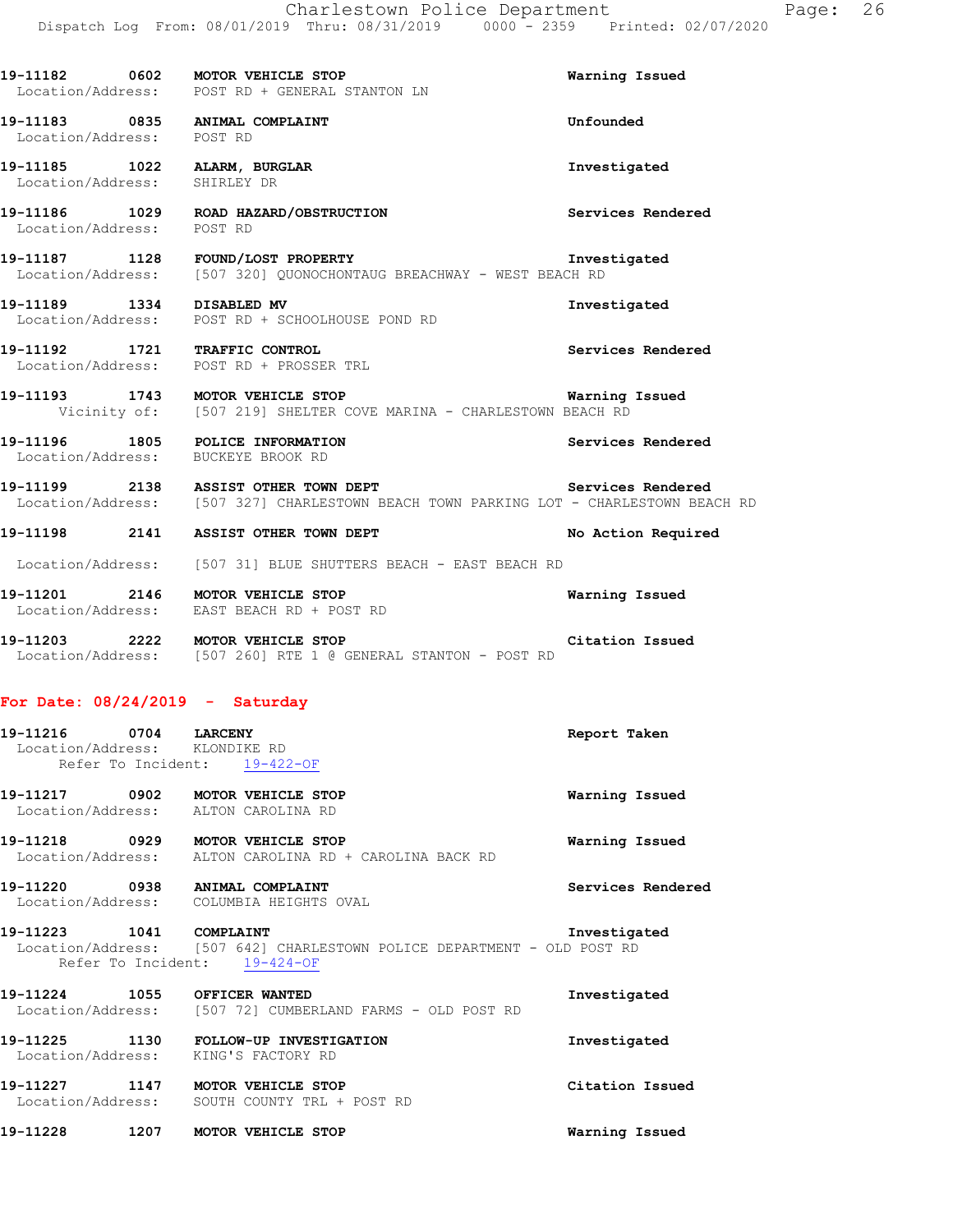19-11182 0602 **MOTOR VEHICLE STOP** Warning Issued
Location/Address: POST RD + GENERAL STANTON LN

19-11183 0835 **ANIMAL COMPLAINT** Unfounded
Location/Address: POST RD

19-11185 1022 **ALARM, BURGLAR** Investigated
Location/Address: SHIRLEY DR

19-11186 1029 **ROAD HAZARD/OBSTRUCTION** Services Rendered
Location/Address: POST RD

19-11187 1128 **FOUND/LOST PROPERTY** Investigated
Location/Address: [507 320] QUONOCHONTAUG BREACHWAY - WEST BEACH RD

19-11189 1334 **DISABLED MV** Investigated
Location/Address: POST RD + SCHOOLHOUSE POND RD

19-11192 1721 **TRAFFIC CONTROL** Services Rendered
Location/Address: POST RD + PROSSER TRL

19-11193 1743 **MOTOR VEHICLE STOP** Warning Issued
Vicinity of: [507 219] SHELTER COVE MARINA - CHARLESTOWN BEACH RD

19-11196 1805 **POLICE INFORMATION** Services Rendered
Location/Address: BUCKEYE BROOK RD

19-11199 2138 **ASSIST OTHER TOWN DEPT** Services Rendered
Location/Address: [507 327] CHARLESTOWN BEACH TOWN PARKING LOT - CHARLESTOWN BEACH RD

19-11198 2141 **ASSIST OTHER TOWN DEPT** No Action Required
Location/Address: [507 31] BLUE SHUTTERS BEACH - EAST BEACH RD

19-11201 2146 **MOTOR VEHICLE STOP** Warning Issued
Location/Address: EAST BEACH RD + POST RD

19-11203 2222 **MOTOR VEHICLE STOP** Citation Issued
Location/Address: [507 260] RTE 1 @ GENERAL STANTON - POST RD

**For Date: 08/24/2019 - Saturday**

19-11216 0704 **LARCENY** Report Taken
Location/Address: KLONDIKE RD
Refer To Incident: 19-422-OF

19-11217 0902 **MOTOR VEHICLE STOP** Warning Issued
Location/Address: ALTON CAROLINA RD

19-11218 0929 **MOTOR VEHICLE STOP** Warning Issued
Location/Address: ALTON CAROLINA RD + CAROLINA BACK RD

19-11220 0938 **ANIMAL COMPLAINT** Services Rendered
Location/Address: COLUMBIA HEIGHTS OVAL

19-11223 1041 **COMPLAINT** Investigated
Location/Address: [507 642] CHARLESTOWN POLICE DEPARTMENT - OLD POST RD
Refer To Incident: 19-424-OF

19-11224 1055 **OFFICER WANTED** Investigated
Location/Address: [507 72] CUMBERLAND FARMS - OLD POST RD

19-11225 1130 **FOLLOW-UP INVESTIGATION** Investigated
Location/Address: KING'S FACTORY RD

19-11227 1147 **MOTOR VEHICLE STOP** Citation Issued
Location/Address: SOUTH COUNTY TRL + POST RD

19-11228 1207 **MOTOR VEHICLE STOP** Warning Issued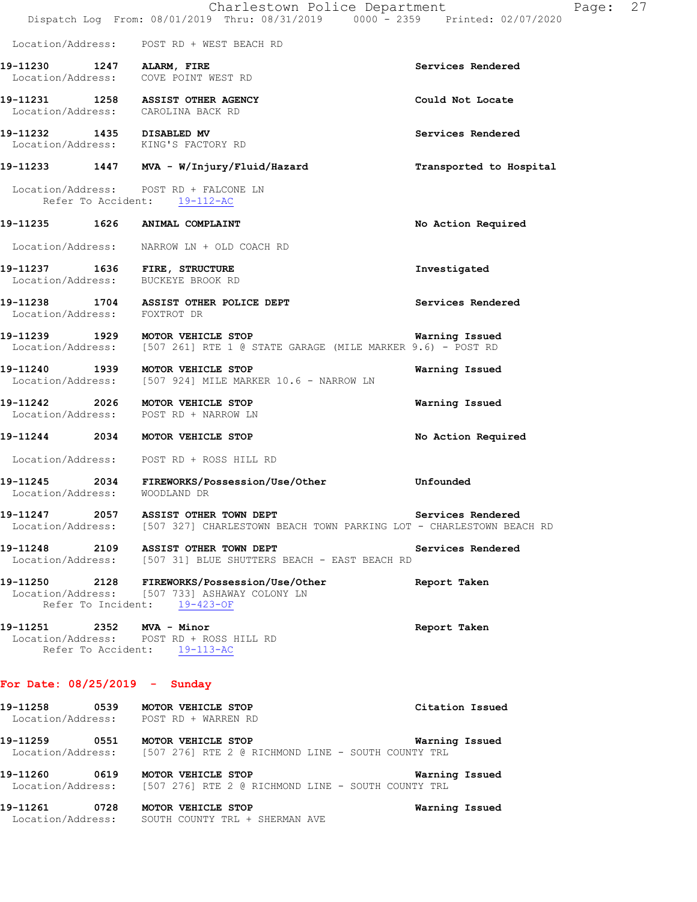Location/Address: POST RD + WEST BEACH RD

**19-11230 1247 ALARM, FIRE** — Services Rendered
Location/Address: COVE POINT WEST RD

**19-11231 1258 ASSIST OTHER AGENCY** — Could Not Locate
Location/Address: CAROLINA BACK RD

**19-11232 1435 DISABLED MV** — Services Rendered
Location/Address: KING'S FACTORY RD

**19-11233 1447 MVA - W/Injury/Fluid/Hazard** — Transported to Hospital
Location/Address: POST RD + FALCONE LN
Refer To Accident: 19-112-AC

**19-11235 1626 ANIMAL COMPLAINT** — No Action Required
Location/Address: NARROW LN + OLD COACH RD

**19-11237 1636 FIRE, STRUCTURE** — Investigated
Location/Address: BUCKEYE BROOK RD

**19-11238 1704 ASSIST OTHER POLICE DEPT** — Services Rendered
Location/Address: FOXTROT DR

**19-11239 1929 MOTOR VEHICLE STOP** — Warning Issued
Location/Address: [507 261] RTE 1 @ STATE GARAGE (MILE MARKER 9.6) - POST RD

**19-11240 1939 MOTOR VEHICLE STOP** — Warning Issued
Location/Address: [507 924] MILE MARKER 10.6 - NARROW LN

**19-11242 2026 MOTOR VEHICLE STOP** — Warning Issued
Location/Address: POST RD + NARROW LN

**19-11244 2034 MOTOR VEHICLE STOP** — No Action Required
Location/Address: POST RD + ROSS HILL RD

**19-11245 2034 FIREWORKS/Possession/Use/Other** — Unfounded
Location/Address: WOODLAND DR

**19-11247 2057 ASSIST OTHER TOWN DEPT** — Services Rendered
Location/Address: [507 327] CHARLESTOWN BEACH TOWN PARKING LOT - CHARLESTOWN BEACH RD

**19-11248 2109 ASSIST OTHER TOWN DEPT** — Services Rendered
Location/Address: [507 31] BLUE SHUTTERS BEACH - EAST BEACH RD

**19-11250 2128 FIREWORKS/Possession/Use/Other** — Report Taken
Location/Address: [507 733] ASHAWAY COLONY LN
Refer To Incident: 19-423-OF

**19-11251 2352 MVA - Minor** — Report Taken
Location/Address: POST RD + ROSS HILL RD
Refer To Accident: 19-113-AC

## For Date: 08/25/2019 - Sunday

**19-11258 0539 MOTOR VEHICLE STOP** — Citation Issued
Location/Address: POST RD + WARREN RD

**19-11259 0551 MOTOR VEHICLE STOP** — Warning Issued
Location/Address: [507 276] RTE 2 @ RICHMOND LINE - SOUTH COUNTY TRL

**19-11260 0619 MOTOR VEHICLE STOP** — Warning Issued
Location/Address: [507 276] RTE 2 @ RICHMOND LINE - SOUTH COUNTY TRL

**19-11261 0728 MOTOR VEHICLE STOP** — Warning Issued
Location/Address: SOUTH COUNTY TRL + SHERMAN AVE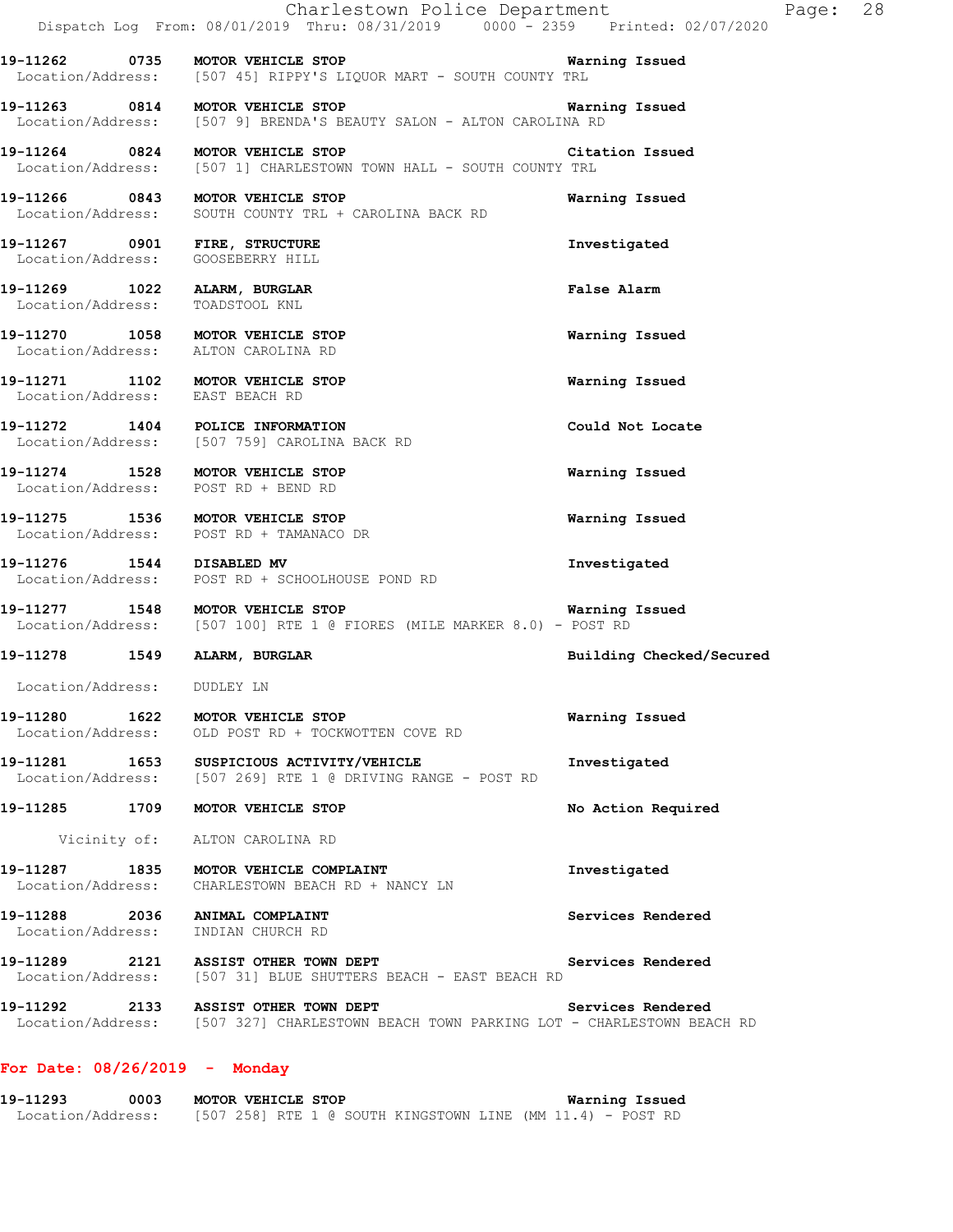19-11262 0735 **MOTOR VEHICLE STOP** Warning Issued
Location/Address: [507 45] RIPPY'S LIQUOR MART - SOUTH COUNTY TRL

19-11263 0814 **MOTOR VEHICLE STOP** Warning Issued
Location/Address: [507 9] BRENDA'S BEAUTY SALON - ALTON CAROLINA RD

19-11264 0824 **MOTOR VEHICLE STOP** Citation Issued
Location/Address: [507 1] CHARLESTOWN TOWN HALL - SOUTH COUNTY TRL

19-11266 0843 **MOTOR VEHICLE STOP** Warning Issued
Location/Address: SOUTH COUNTY TRL + CAROLINA BACK RD

19-11267 0901 **FIRE, STRUCTURE** Investigated
Location/Address: GOOSEBERRY HILL

19-11269 1022 **ALARM, BURGLAR** False Alarm
Location/Address: TOADSTOOL KNL

19-11270 1058 **MOTOR VEHICLE STOP** Warning Issued
Location/Address: ALTON CAROLINA RD

19-11271 1102 **MOTOR VEHICLE STOP** Warning Issued
Location/Address: EAST BEACH RD

19-11272 1404 **POLICE INFORMATION** Could Not Locate
Location/Address: [507 759] CAROLINA BACK RD

19-11274 1528 **MOTOR VEHICLE STOP** Warning Issued
Location/Address: POST RD + BEND RD

19-11275 1536 **MOTOR VEHICLE STOP** Warning Issued
Location/Address: POST RD + TAMANACO DR

19-11276 1544 **DISABLED MV** Investigated
Location/Address: POST RD + SCHOOLHOUSE POND RD

19-11277 1548 **MOTOR VEHICLE STOP** Warning Issued
Location/Address: [507 100] RTE 1 @ FIORES (MILE MARKER 8.0) - POST RD

19-11278 1549 **ALARM, BURGLAR** Building Checked/Secured
Location/Address: DUDLEY LN

19-11280 1622 **MOTOR VEHICLE STOP** Warning Issued
Location/Address: OLD POST RD + TOCKWOTTEN COVE RD

19-11281 1653 **SUSPICIOUS ACTIVITY/VEHICLE** Investigated
Location/Address: [507 269] RTE 1 @ DRIVING RANGE - POST RD

19-11285 1709 **MOTOR VEHICLE STOP** No Action Required
Vicinity of: ALTON CAROLINA RD

19-11287 1835 **MOTOR VEHICLE COMPLAINT** Investigated
Location/Address: CHARLESTOWN BEACH RD + NANCY LN

19-11288 2036 **ANIMAL COMPLAINT** Services Rendered
Location/Address: INDIAN CHURCH RD

19-11289 2121 **ASSIST OTHER TOWN DEPT** Services Rendered
Location/Address: [507 31] BLUE SHUTTERS BEACH - EAST BEACH RD

19-11292 2133 **ASSIST OTHER TOWN DEPT** Services Rendered
Location/Address: [507 327] CHARLESTOWN BEACH TOWN PARKING LOT - CHARLESTOWN BEACH RD

**For Date: 08/26/2019 - Monday**

19-11293 0003 **MOTOR VEHICLE STOP** Warning Issued
Location/Address: [507 258] RTE 1 @ SOUTH KINGSTOWN LINE (MM 11.4) - POST RD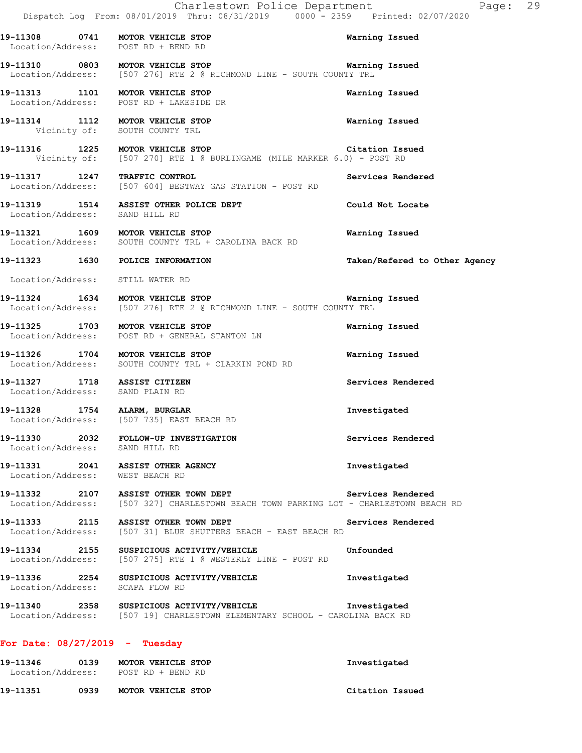19-11308 0741 **MOTOR VEHICLE STOP** **Warning Issued**
Location/Address: POST RD + BEND RD

19-11310 0803 **MOTOR VEHICLE STOP** **Warning Issued**
Location/Address: [507 276] RTE 2 @ RICHMOND LINE - SOUTH COUNTY TRL

19-11313 1101 **MOTOR VEHICLE STOP** **Warning Issued**
Location/Address: POST RD + LAKESIDE DR

19-11314 1112 **MOTOR VEHICLE STOP** **Warning Issued**
Vicinity of: SOUTH COUNTY TRL

19-11316 1225 **MOTOR VEHICLE STOP** **Citation Issued**
Vicinity of: [507 270] RTE 1 @ BURLINGAME (MILE MARKER 6.0) - POST RD

19-11317 1247 **TRAFFIC CONTROL** **Services Rendered**
Location/Address: [507 604] BESTWAY GAS STATION - POST RD

19-11319 1514 **ASSIST OTHER POLICE DEPT** **Could Not Locate**
Location/Address: SAND HILL RD

19-11321 1609 **MOTOR VEHICLE STOP** **Warning Issued**
Location/Address: SOUTH COUNTY TRL + CAROLINA BACK RD

19-11323 1630 **POLICE INFORMATION** **Taken/Refered to Other Agency**
Location/Address: STILL WATER RD

19-11324 1634 **MOTOR VEHICLE STOP** **Warning Issued**
Location/Address: [507 276] RTE 2 @ RICHMOND LINE - SOUTH COUNTY TRL

19-11325 1703 **MOTOR VEHICLE STOP** **Warning Issued**
Location/Address: POST RD + GENERAL STANTON LN

19-11326 1704 **MOTOR VEHICLE STOP** **Warning Issued**
Location/Address: SOUTH COUNTY TRL + CLARKIN POND RD

19-11327 1718 **ASSIST CITIZEN** **Services Rendered**
Location/Address: SAND PLAIN RD

19-11328 1754 **ALARM, BURGLAR** **Investigated**
Location/Address: [507 735] EAST BEACH RD

19-11330 2032 **FOLLOW-UP INVESTIGATION** **Services Rendered**
Location/Address: SAND HILL RD

19-11331 2041 **ASSIST OTHER AGENCY** **Investigated**
Location/Address: WEST BEACH RD

19-11332 2107 **ASSIST OTHER TOWN DEPT** **Services Rendered**
Location/Address: [507 327] CHARLESTOWN BEACH TOWN PARKING LOT - CHARLESTOWN BEACH RD

19-11333 2115 **ASSIST OTHER TOWN DEPT** **Services Rendered**
Location/Address: [507 31] BLUE SHUTTERS BEACH - EAST BEACH RD

19-11334 2155 **SUSPICIOUS ACTIVITY/VEHICLE** **Unfounded**
Location/Address: [507 275] RTE 1 @ WESTERLY LINE - POST RD

19-11336 2254 **SUSPICIOUS ACTIVITY/VEHICLE** **Investigated**
Location/Address: SCAPA FLOW RD

19-11340 2358 **SUSPICIOUS ACTIVITY/VEHICLE** **Investigated**
Location/Address: [507 19] CHARLESTOWN ELEMENTARY SCHOOL - CAROLINA BACK RD

**For Date: 08/27/2019 - Tuesday**

19-11346 0139 **MOTOR VEHICLE STOP** **Investigated**
Location/Address: POST RD + BEND RD

19-11351 0939 **MOTOR VEHICLE STOP** **Citation Issued**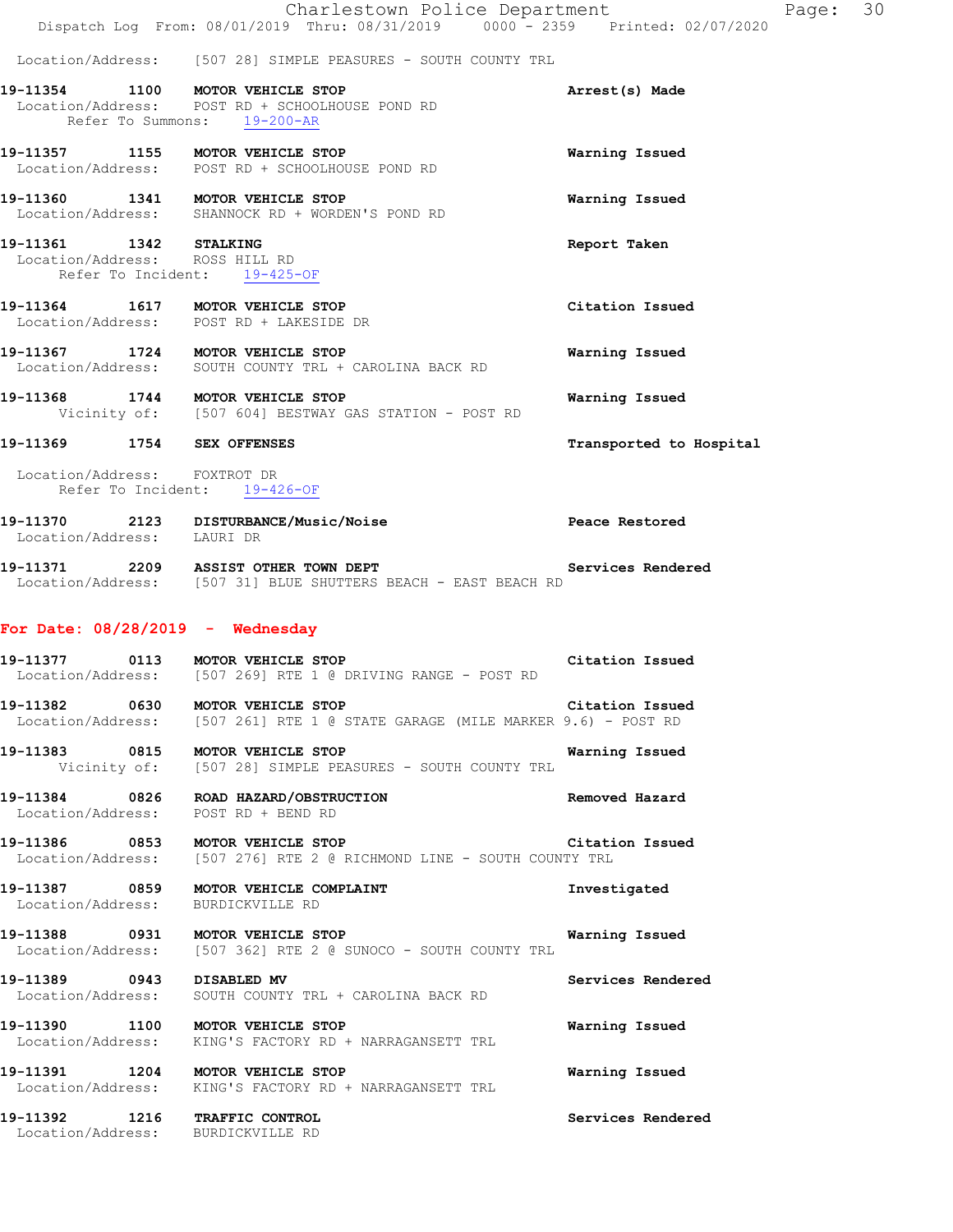Location/Address: [507 28] SIMPLE PEASURES - SOUTH COUNTY TRL

**19-11354 1100 MOTOR VEHICLE STOP** — **Arrest(s) Made**
Location/Address: POST RD + SCHOOLHOUSE POND RD
Refer To Summons: 19-200-AR

**19-11357 1155 MOTOR VEHICLE STOP** — **Warning Issued**
Location/Address: POST RD + SCHOOLHOUSE POND RD

**19-11360 1341 MOTOR VEHICLE STOP** — **Warning Issued**
Location/Address: SHANNOCK RD + WORDEN'S POND RD

**19-11361 1342 STALKING** — **Report Taken**
Location/Address: ROSS HILL RD
Refer To Incident: 19-425-OF

**19-11364 1617 MOTOR VEHICLE STOP** — **Citation Issued**
Location/Address: POST RD + LAKESIDE DR

**19-11367 1724 MOTOR VEHICLE STOP** — **Warning Issued**
Location/Address: SOUTH COUNTY TRL + CAROLINA BACK RD

**19-11368 1744 MOTOR VEHICLE STOP** — **Warning Issued**
Vicinity of: [507 604] BESTWAY GAS STATION - POST RD

**19-11369 1754 SEX OFFENSES** — **Transported to Hospital**
Location/Address: FOXTROT DR
Refer To Incident: 19-426-OF

**19-11370 2123 DISTURBANCE/Music/Noise** — **Peace Restored**
Location/Address: LAURI DR

**19-11371 2209 ASSIST OTHER TOWN DEPT** — **Services Rendered**
Location/Address: [507 31] BLUE SHUTTERS BEACH - EAST BEACH RD

## For Date: 08/28/2019 - Wednesday

**19-11377 0113 MOTOR VEHICLE STOP** — **Citation Issued**
Location/Address: [507 269] RTE 1 @ DRIVING RANGE - POST RD

**19-11382 0630 MOTOR VEHICLE STOP** — **Citation Issued**
Location/Address: [507 261] RTE 1 @ STATE GARAGE (MILE MARKER 9.6) - POST RD

**19-11383 0815 MOTOR VEHICLE STOP** — **Warning Issued**
Vicinity of: [507 28] SIMPLE PEASURES - SOUTH COUNTY TRL

**19-11384 0826 ROAD HAZARD/OBSTRUCTION** — **Removed Hazard**
Location/Address: POST RD + BEND RD

**19-11386 0853 MOTOR VEHICLE STOP** — **Citation Issued**
Location/Address: [507 276] RTE 2 @ RICHMOND LINE - SOUTH COUNTY TRL

**19-11387 0859 MOTOR VEHICLE COMPLAINT** — **Investigated**
Location/Address: BURDICKVILLE RD

**19-11388 0931 MOTOR VEHICLE STOP** — **Warning Issued**
Location/Address: [507 362] RTE 2 @ SUNOCO - SOUTH COUNTY TRL

**19-11389 0943 DISABLED MV** — **Services Rendered**
Location/Address: SOUTH COUNTY TRL + CAROLINA BACK RD

**19-11390 1100 MOTOR VEHICLE STOP** — **Warning Issued**
Location/Address: KING'S FACTORY RD + NARRAGANSETT TRL

**19-11391 1204 MOTOR VEHICLE STOP** — **Warning Issued**
Location/Address: KING'S FACTORY RD + NARRAGANSETT TRL

**19-11392 1216 TRAFFIC CONTROL** — **Services Rendered**
Location/Address: BURDICKVILLE RD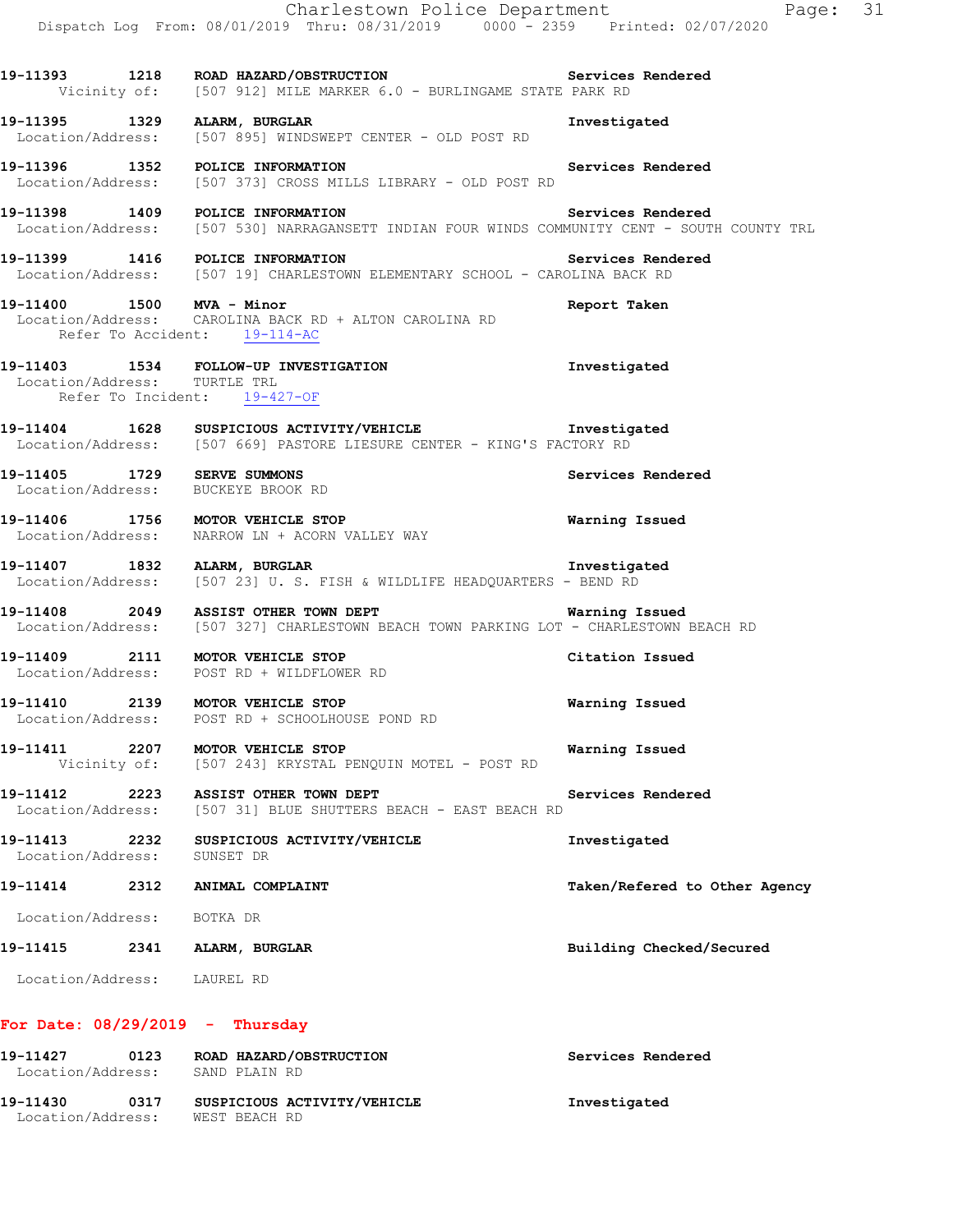**19-11393 1218 ROAD HAZARD/OBSTRUCTION** Services Rendered
Vicinity of: [507 912] MILE MARKER 6.0 - BURLINGAME STATE PARK RD

**19-11395 1329 ALARM, BURGLAR** Investigated
Location/Address: [507 895] WINDSWEPT CENTER - OLD POST RD

**19-11396 1352 POLICE INFORMATION** Services Rendered
Location/Address: [507 373] CROSS MILLS LIBRARY - OLD POST RD

**19-11398 1409 POLICE INFORMATION** Services Rendered
Location/Address: [507 530] NARRAGANSETT INDIAN FOUR WINDS COMMUNITY CENT - SOUTH COUNTY TRL

**19-11399 1416 POLICE INFORMATION** Services Rendered
Location/Address: [507 19] CHARLESTOWN ELEMENTARY SCHOOL - CAROLINA BACK RD

**19-11400 1500 MVA - Minor** Report Taken
Location/Address: CAROLINA BACK RD + ALTON CAROLINA RD
Refer To Accident: 19-114-AC

**19-11403 1534 FOLLOW-UP INVESTIGATION** Investigated
Location/Address: TURTLE TRL
Refer To Incident: 19-427-OF

**19-11404 1628 SUSPICIOUS ACTIVITY/VEHICLE** Investigated
Location/Address: [507 669] PASTORE LIESURE CENTER - KING'S FACTORY RD

**19-11405 1729 SERVE SUMMONS** Services Rendered
Location/Address: BUCKEYE BROOK RD

**19-11406 1756 MOTOR VEHICLE STOP** Warning Issued
Location/Address: NARROW LN + ACORN VALLEY WAY

**19-11407 1832 ALARM, BURGLAR** Investigated
Location/Address: [507 23] U. S. FISH & WILDLIFE HEADQUARTERS - BEND RD

**19-11408 2049 ASSIST OTHER TOWN DEPT** Warning Issued
Location/Address: [507 327] CHARLESTOWN BEACH TOWN PARKING LOT - CHARLESTOWN BEACH RD

**19-11409 2111 MOTOR VEHICLE STOP** Citation Issued
Location/Address: POST RD + WILDFLOWER RD

**19-11410 2139 MOTOR VEHICLE STOP** Warning Issued
Location/Address: POST RD + SCHOOLHOUSE POND RD

**19-11411 2207 MOTOR VEHICLE STOP** Warning Issued
Vicinity of: [507 243] KRYSTAL PENQUIN MOTEL - POST RD

**19-11412 2223 ASSIST OTHER TOWN DEPT** Services Rendered
Location/Address: [507 31] BLUE SHUTTERS BEACH - EAST BEACH RD

**19-11413 2232 SUSPICIOUS ACTIVITY/VEHICLE** Investigated
Location/Address: SUNSET DR

**19-11414 2312 ANIMAL COMPLAINT** Taken/Refered to Other Agency
Location/Address: BOTKA DR

**19-11415 2341 ALARM, BURGLAR** Building Checked/Secured
Location/Address: LAUREL RD

## For Date: 08/29/2019 - Thursday

**19-11427 0123 ROAD HAZARD/OBSTRUCTION** Services Rendered
Location/Address: SAND PLAIN RD

**19-11430 0317 SUSPICIOUS ACTIVITY/VEHICLE** Investigated
Location/Address: WEST BEACH RD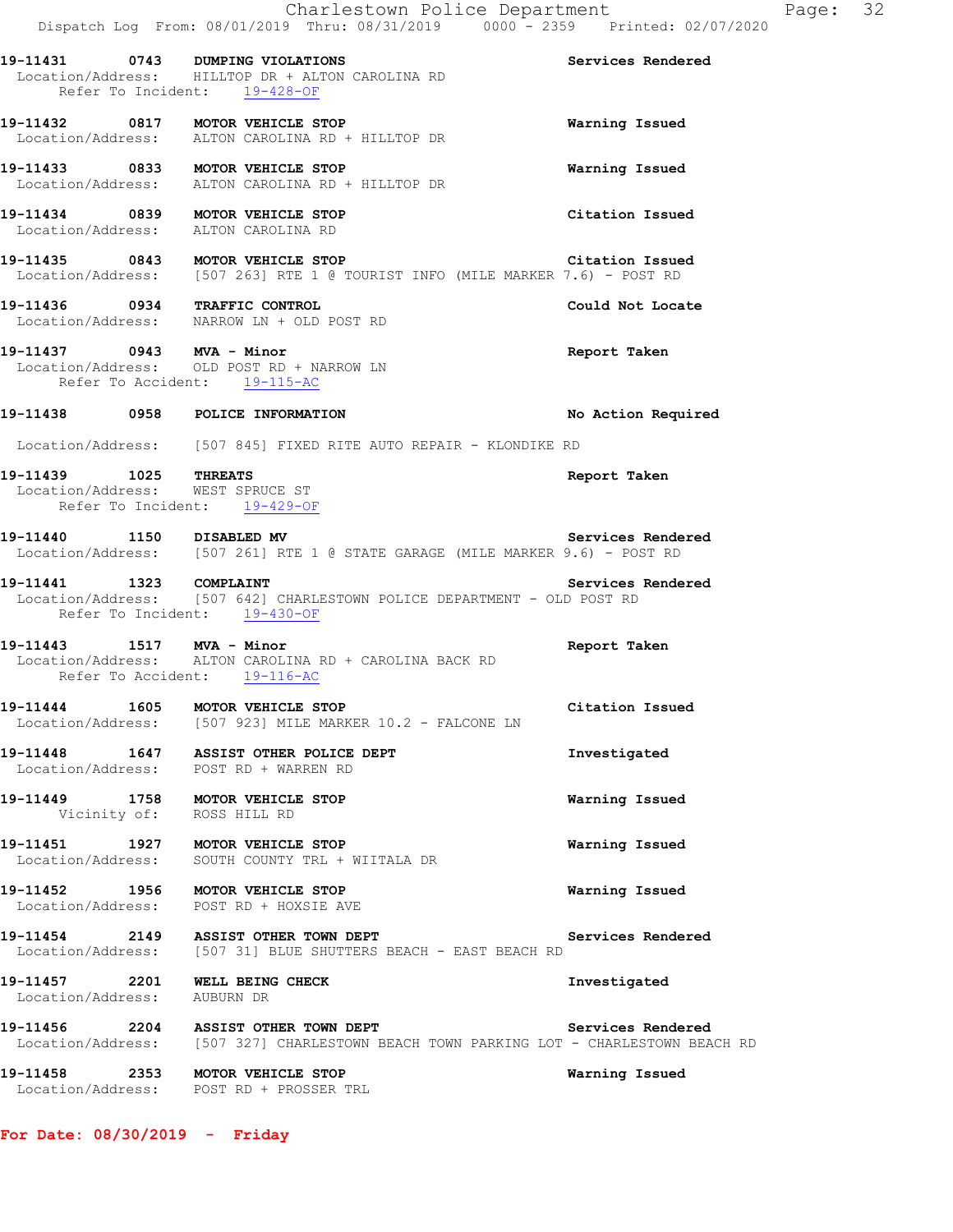19-11431 0743 DUMPING VIOLATIONS Services Rendered
Location/Address: HILLTOP DR + ALTON CAROLINA RD
Refer To Incident: 19-428-OF

19-11432 0817 MOTOR VEHICLE STOP Warning Issued
Location/Address: ALTON CAROLINA RD + HILLTOP DR

19-11433 0833 MOTOR VEHICLE STOP Warning Issued
Location/Address: ALTON CAROLINA RD + HILLTOP DR

19-11434 0839 MOTOR VEHICLE STOP Citation Issued
Location/Address: ALTON CAROLINA RD

19-11435 0843 MOTOR VEHICLE STOP Citation Issued
Location/Address: [507 263] RTE 1 @ TOURIST INFO (MILE MARKER 7.6) - POST RD

19-11436 0934 TRAFFIC CONTROL Could Not Locate
Location/Address: NARROW LN + OLD POST RD

19-11437 0943 MVA - Minor Report Taken
Location/Address: OLD POST RD + NARROW LN
Refer To Accident: 19-115-AC

19-11438 0958 POLICE INFORMATION No Action Required
Location/Address: [507 845] FIXED RITE AUTO REPAIR - KLONDIKE RD

19-11439 1025 THREATS Report Taken
Location/Address: WEST SPRUCE ST
Refer To Incident: 19-429-OF

19-11440 1150 DISABLED MV Services Rendered
Location/Address: [507 261] RTE 1 @ STATE GARAGE (MILE MARKER 9.6) - POST RD

19-11441 1323 COMPLAINT Services Rendered
Location/Address: [507 642] CHARLESTOWN POLICE DEPARTMENT - OLD POST RD
Refer To Incident: 19-430-OF

19-11443 1517 MVA - Minor Report Taken
Location/Address: ALTON CAROLINA RD + CAROLINA BACK RD
Refer To Accident: 19-116-AC

19-11444 1605 MOTOR VEHICLE STOP Citation Issued
Location/Address: [507 923] MILE MARKER 10.2 - FALCONE LN

19-11448 1647 ASSIST OTHER POLICE DEPT Investigated
Location/Address: POST RD + WARREN RD

19-11449 1758 MOTOR VEHICLE STOP Warning Issued
Vicinity of: ROSS HILL RD

19-11451 1927 MOTOR VEHICLE STOP Warning Issued
Location/Address: SOUTH COUNTY TRL + WIITALA DR

19-11452 1956 MOTOR VEHICLE STOP Warning Issued
Location/Address: POST RD + HOXSIE AVE

19-11454 2149 ASSIST OTHER TOWN DEPT Services Rendered
Location/Address: [507 31] BLUE SHUTTERS BEACH - EAST BEACH RD

19-11457 2201 WELL BEING CHECK Investigated
Location/Address: AUBURN DR

19-11456 2204 ASSIST OTHER TOWN DEPT Services Rendered
Location/Address: [507 327] CHARLESTOWN BEACH TOWN PARKING LOT - CHARLESTOWN BEACH RD

19-11458 2353 MOTOR VEHICLE STOP Warning Issued
Location/Address: POST RD + PROSSER TRL

**For Date: 08/30/2019 - Friday**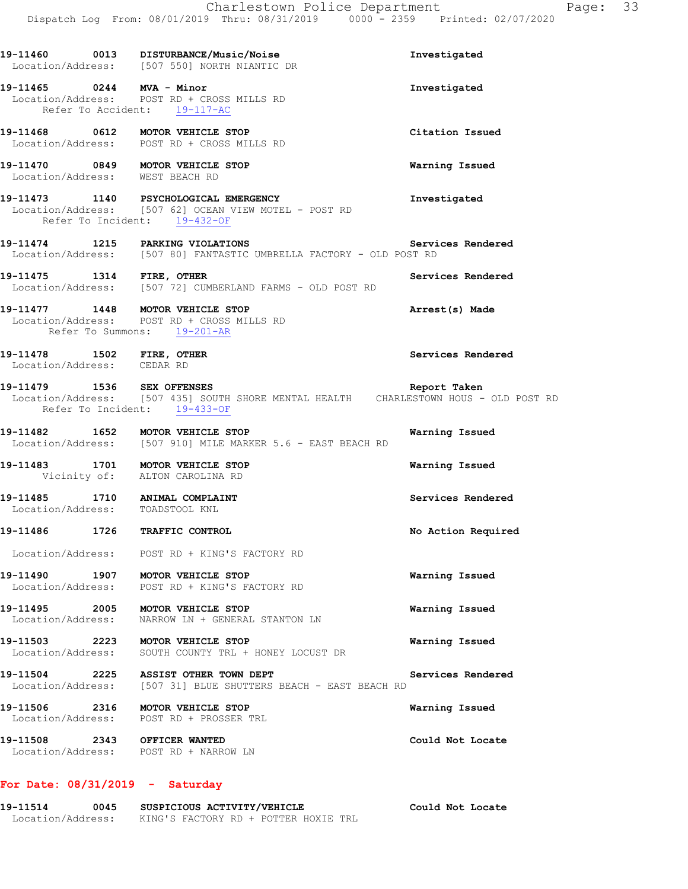19-11460 0013 DISTURBANCE/Music/Noise Investigated
Location/Address: [507 550] NORTH NIANTIC DR

19-11465 0244 MVA - Minor Investigated
Location/Address: POST RD + CROSS MILLS RD
Refer To Accident: 19-117-AC

19-11468 0612 MOTOR VEHICLE STOP Citation Issued
Location/Address: POST RD + CROSS MILLS RD

19-11470 0849 MOTOR VEHICLE STOP Warning Issued
Location/Address: WEST BEACH RD

19-11473 1140 PSYCHOLOGICAL EMERGENCY Investigated
Location/Address: [507 62] OCEAN VIEW MOTEL - POST RD
Refer To Incident: 19-432-OF

19-11474 1215 PARKING VIOLATIONS Services Rendered
Location/Address: [507 80] FANTASTIC UMBRELLA FACTORY - OLD POST RD

19-11475 1314 FIRE, OTHER Services Rendered
Location/Address: [507 72] CUMBERLAND FARMS - OLD POST RD

19-11477 1448 MOTOR VEHICLE STOP Arrest(s) Made
Location/Address: POST RD + CROSS MILLS RD
Refer To Summons: 19-201-AR

19-11478 1502 FIRE, OTHER Services Rendered
Location/Address: CEDAR RD

19-11479 1536 SEX OFFENSES Report Taken
Location/Address: [507 435] SOUTH SHORE MENTAL HEALTH CHARLESTOWN HOUS - OLD POST RD
Refer To Incident: 19-433-OF

19-11482 1652 MOTOR VEHICLE STOP Warning Issued
Location/Address: [507 910] MILE MARKER 5.6 - EAST BEACH RD

19-11483 1701 MOTOR VEHICLE STOP Warning Issued
Vicinity of: ALTON CAROLINA RD

19-11485 1710 ANIMAL COMPLAINT Services Rendered
Location/Address: TOADSTOOL KNL

19-11486 1726 TRAFFIC CONTROL No Action Required
Location/Address: POST RD + KING'S FACTORY RD

19-11490 1907 MOTOR VEHICLE STOP Warning Issued
Location/Address: POST RD + KING'S FACTORY RD

19-11495 2005 MOTOR VEHICLE STOP Warning Issued
Location/Address: NARROW LN + GENERAL STANTON LN

19-11503 2223 MOTOR VEHICLE STOP Warning Issued
Location/Address: SOUTH COUNTY TRL + HONEY LOCUST DR

19-11504 2225 ASSIST OTHER TOWN DEPT Services Rendered
Location/Address: [507 31] BLUE SHUTTERS BEACH - EAST BEACH RD

19-11506 2316 MOTOR VEHICLE STOP Warning Issued
Location/Address: POST RD + PROSSER TRL

19-11508 2343 OFFICER WANTED Could Not Locate
Location/Address: POST RD + NARROW LN

## For Date: 08/31/2019 - Saturday

19-11514 0045 SUSPICIOUS ACTIVITY/VEHICLE Could Not Locate
Location/Address: KING'S FACTORY RD + POTTER HOXIE TRL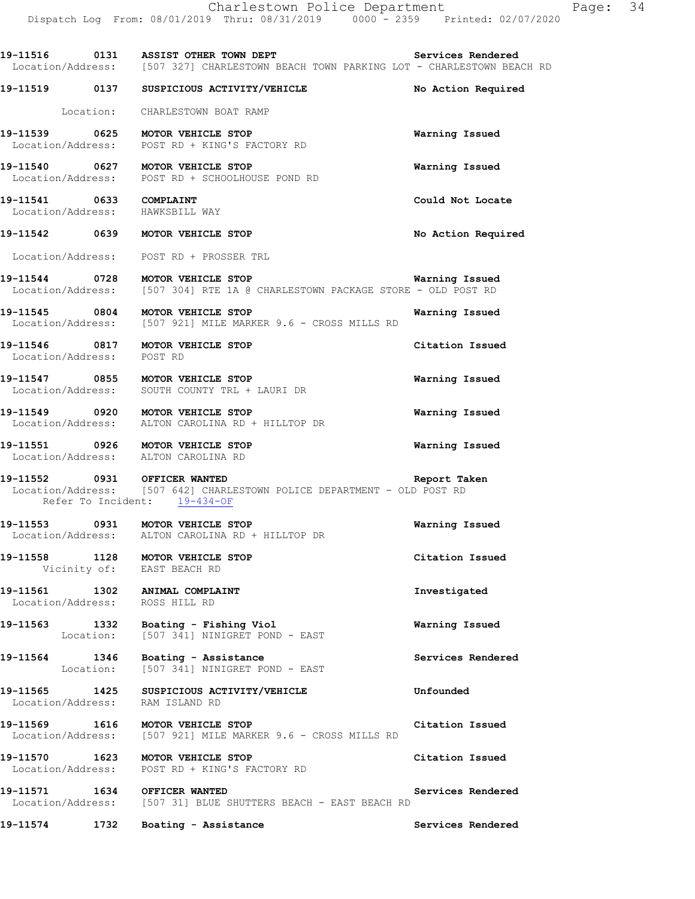19-11516 0131 **ASSIST OTHER TOWN DEPT** **Services Rendered**
Location/Address: [507 327] CHARLESTOWN BEACH TOWN PARKING LOT - CHARLESTOWN BEACH RD

19-11519 0137 **SUSPICIOUS ACTIVITY/VEHICLE** **No Action Required**
Location: CHARLESTOWN BOAT RAMP

19-11539 0625 **MOTOR VEHICLE STOP** **Warning Issued**
Location/Address: POST RD + KING'S FACTORY RD

19-11540 0627 **MOTOR VEHICLE STOP** **Warning Issued**
Location/Address: POST RD + SCHOOLHOUSE POND RD

19-11541 0633 **COMPLAINT** **Could Not Locate**
Location/Address: HAWKSBILL WAY

19-11542 0639 **MOTOR VEHICLE STOP** **No Action Required**
Location/Address: POST RD + PROSSER TRL

19-11544 0728 **MOTOR VEHICLE STOP** **Warning Issued**
Location/Address: [507 304] RTE 1A @ CHARLESTOWN PACKAGE STORE - OLD POST RD

19-11545 0804 **MOTOR VEHICLE STOP** **Warning Issued**
Location/Address: [507 921] MILE MARKER 9.6 - CROSS MILLS RD

19-11546 0817 **MOTOR VEHICLE STOP** **Citation Issued**
Location/Address: POST RD

19-11547 0855 **MOTOR VEHICLE STOP** **Warning Issued**
Location/Address: SOUTH COUNTY TRL + LAURI DR

19-11549 0920 **MOTOR VEHICLE STOP** **Warning Issued**
Location/Address: ALTON CAROLINA RD + HILLTOP DR

19-11551 0926 **MOTOR VEHICLE STOP** **Warning Issued**
Location/Address: ALTON CAROLINA RD

19-11552 0931 **OFFICER WANTED** **Report Taken**
Location/Address: [507 642] CHARLESTOWN POLICE DEPARTMENT - OLD POST RD
Refer To Incident: 19-434-OF

19-11553 0931 **MOTOR VEHICLE STOP** **Warning Issued**
Location/Address: ALTON CAROLINA RD + HILLTOP DR

19-11558 1128 **MOTOR VEHICLE STOP** **Citation Issued**
Vicinity of: EAST BEACH RD

19-11561 1302 **ANIMAL COMPLAINT** **Investigated**
Location/Address: ROSS HILL RD

19-11563 1332 **Boating - Fishing Viol** **Warning Issued**
Location: [507 341] NINIGRET POND - EAST

19-11564 1346 **Boating - Assistance** **Services Rendered**
Location: [507 341] NINIGRET POND - EAST

19-11565 1425 **SUSPICIOUS ACTIVITY/VEHICLE** **Unfounded**
Location/Address: RAM ISLAND RD

19-11569 1616 **MOTOR VEHICLE STOP** **Citation Issued**
Location/Address: [507 921] MILE MARKER 9.6 - CROSS MILLS RD

19-11570 1623 **MOTOR VEHICLE STOP** **Citation Issued**
Location/Address: POST RD + KING'S FACTORY RD

19-11571 1634 **OFFICER WANTED** **Services Rendered**
Location/Address: [507 31] BLUE SHUTTERS BEACH - EAST BEACH RD

19-11574 1732 **Boating - Assistance** **Services Rendered**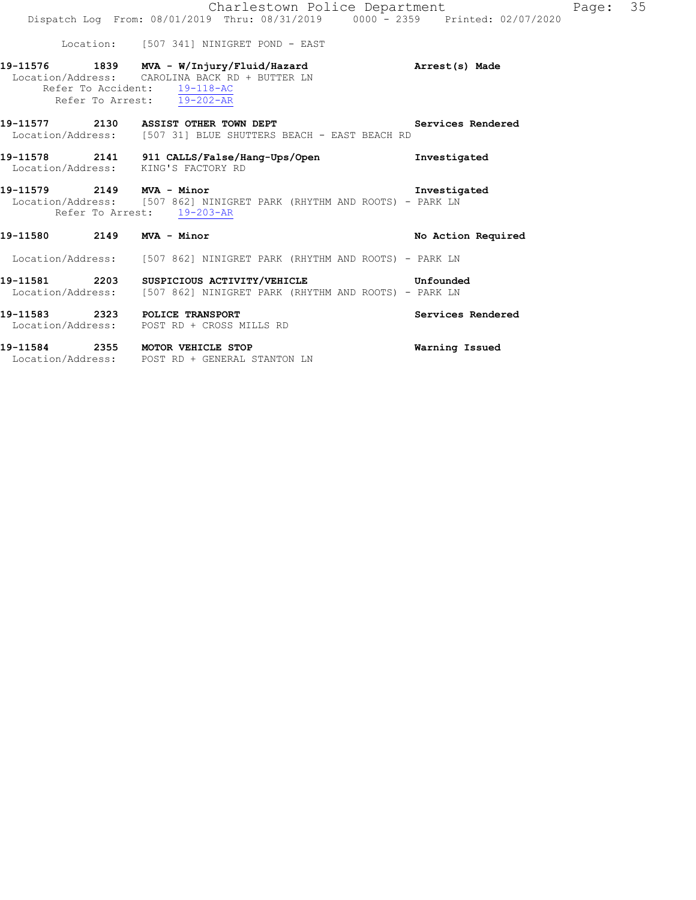Location: [507 341] NINIGRET POND - EAST

**19-11576 1839 MVA - W/Injury/Fluid/Hazard** **Arrest(s) Made**
Location/Address: CAROLINA BACK RD + BUTTER LN
Refer To Accident: 19-118-AC
Refer To Arrest: 19-202-AR

**19-11577 2130 ASSIST OTHER TOWN DEPT** **Services Rendered**
Location/Address: [507 31] BLUE SHUTTERS BEACH - EAST BEACH RD

**19-11578 2141 911 CALLS/False/Hang-Ups/Open** **Investigated**
Location/Address: KING'S FACTORY RD

**19-11579 2149 MVA - Minor** **Investigated**
Location/Address: [507 862] NINIGRET PARK (RHYTHM AND ROOTS) - PARK LN
Refer To Arrest: 19-203-AR

**19-11580 2149 MVA - Minor** **No Action Required**

Location/Address: [507 862] NINIGRET PARK (RHYTHM AND ROOTS) - PARK LN

**19-11581 2203 SUSPICIOUS ACTIVITY/VEHICLE** **Unfounded**
Location/Address: [507 862] NINIGRET PARK (RHYTHM AND ROOTS) - PARK LN

**19-11583 2323 POLICE TRANSPORT** **Services Rendered**
Location/Address: POST RD + CROSS MILLS RD

**19-11584 2355 MOTOR VEHICLE STOP** **Warning Issued**
Location/Address: POST RD + GENERAL STANTON LN